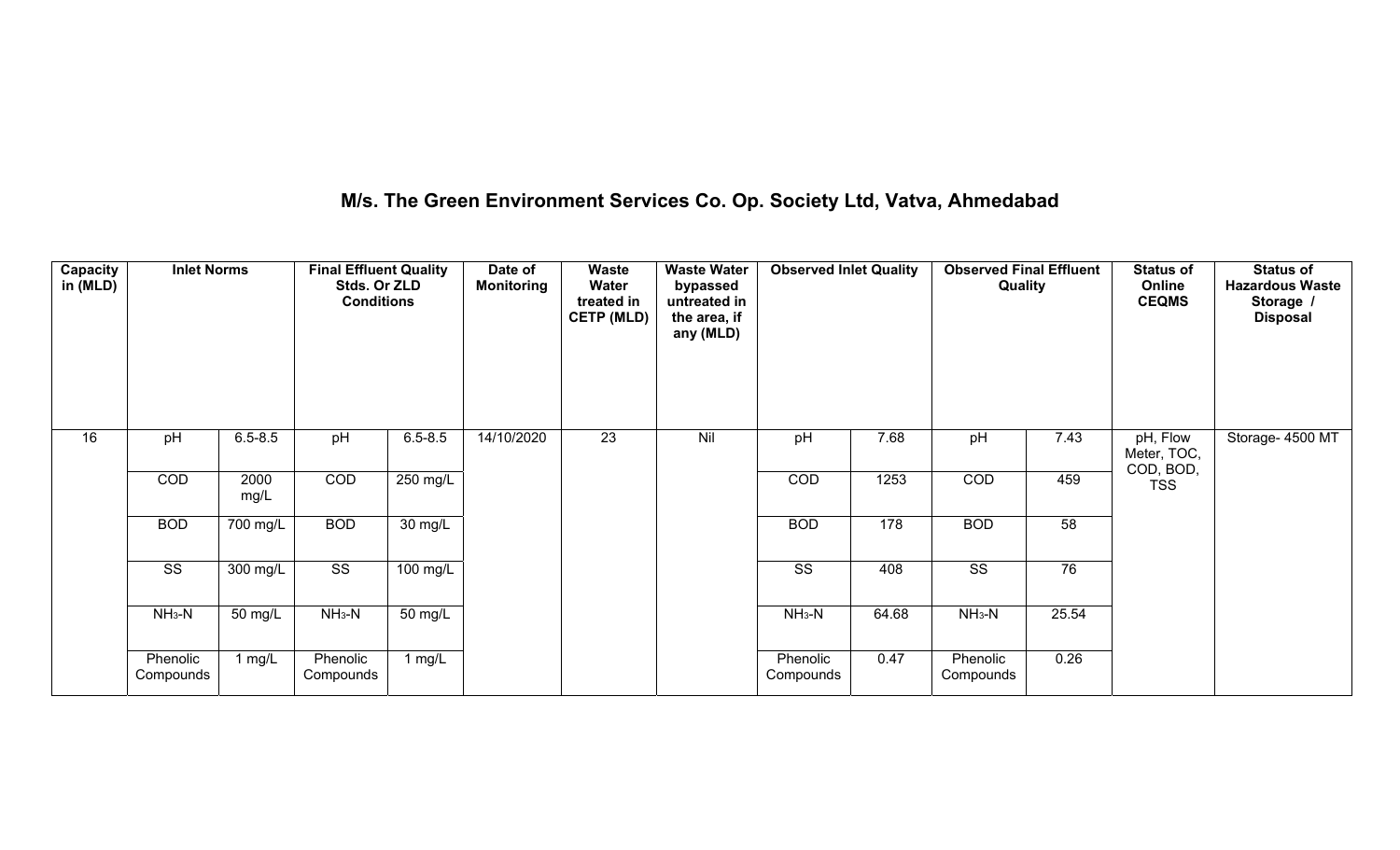# M/s. The Green Environment Services Co. Op. Society Ltd, Vatva, Ahmedabad

| Capacity in (MLD) | Inlet Norms | | Final Effluent Quality Stds. Or ZLD Conditions | | Date of Monitoring | Waste Water treated in CETP (MLD) | Waste Water bypassed untreated in the area, if any (MLD) | Observed Inlet Quality | | Observed Final Effluent Quality | | Status of Online CEQMS | Status of Hazardous Waste Storage / Disposal |
|---|---|---|---|---|---|---|---|---|---|---|---|---|---|
| 16 | pH | 6.5-8.5 | pH | 6.5-8.5 | 14/10/2020 | 23 | Nil | pH | 7.68 | pH | 7.43 | pH, Flow Meter, TOC, COD, BOD, TSS | Storage- 4500 MT |
| | COD | 2000 mg/L | COD | 250 mg/L | | | | COD | 1253 | COD | 459 | | |
| | BOD | 700 mg/L | BOD | 30 mg/L | | | | BOD | 178 | BOD | 58 | | |
| | SS | 300 mg/L | SS | 100 mg/L | | | | SS | 408 | SS | 76 | | |
| | $NH_3$-N | 50 mg/L | $NH_3$-N | 50 mg/L | | | | $NH_3$-N | 64.68 | $NH_3$-N | 25.54 | | |
| | Phenolic Compounds | 1 mg/L | Phenolic Compounds | 1 mg/L | | | | Phenolic Compounds | 0.47 | Phenolic Compounds | 0.26 | | |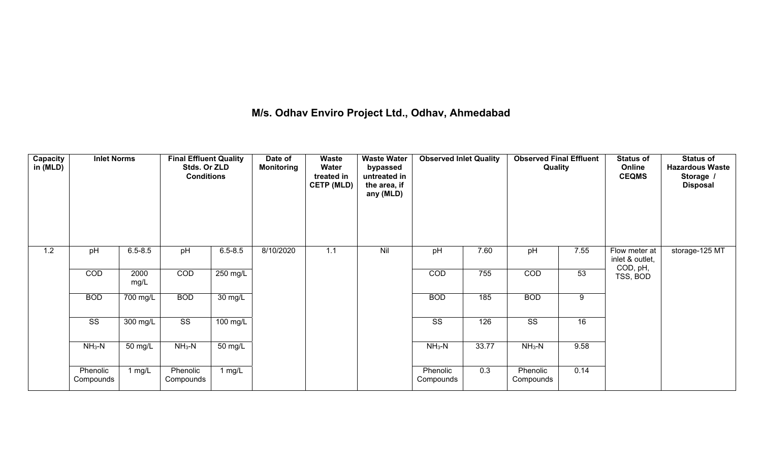## M/s. Odhav Enviro Project Ltd., Odhav, Ahmedabad

| Capacity in (MLD) | Inlet Norms | | Final Effluent Quality Stds. Or ZLD Conditions | | Date of Monitoring | Waste Water treated in CETP (MLD) | Waste Water bypassed untreated in the area, if any (MLD) | Observed Inlet Quality | | Observed Final Effluent Quality | | Status of Online CEQMS | Status of Hazardous Waste Storage / Disposal |
|---|---|---|---|---|---|---|---|---|---|---|---|---|---|
| 1.2 | pH | 6.5-8.5 | pH | 6.5-8.5 | 8/10/2020 | 1.1 | Nil | pH | 7.60 | pH | 7.55 | Flow meter at inlet & outlet, COD, pH, TSS, BOD | storage-125 MT |
| | COD | 2000 mg/L | COD | 250 mg/L | | | | COD | 755 | COD | 53 | | |
| | BOD | 700 mg/L | BOD | 30 mg/L | | | | BOD | 185 | BOD | 9 | | |
| | SS | 300 mg/L | SS | 100 mg/L | | | | SS | 126 | SS | 16 | | |
| | $NH_3$-N | 50 mg/L | $NH_3$-N | 50 mg/L | | | | $NH_3$-N | 33.77 | $NH_3$-N | 9.58 | | |
| | Phenolic Compounds | 1 mg/L | Phenolic Compounds | 1 mg/L | | | | Phenolic Compounds | 0.3 | Phenolic Compounds | 0.14 | | |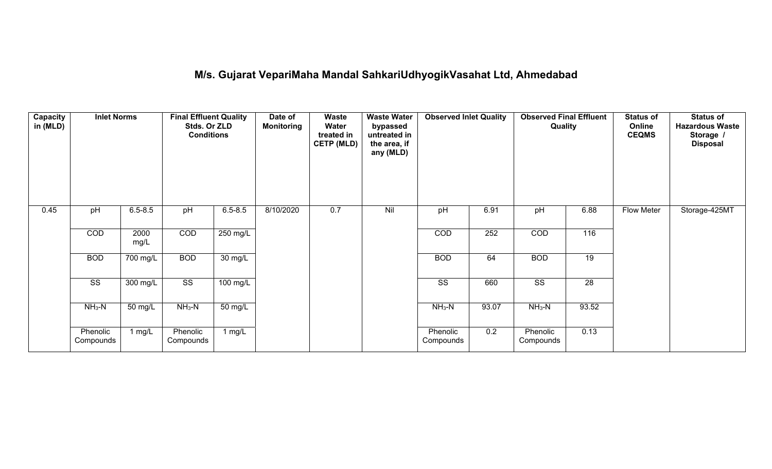# M/s. Gujarat VepariMaha Mandal SahkariUdhyogikVasahat Ltd, Ahmedabad

| Capacity in (MLD) | Inlet Norms | | Final Effluent Quality Stds. Or ZLD Conditions | | Date of Monitoring | Waste Water treated in CETP (MLD) | Waste Water bypassed untreated in the area, if any (MLD) | Observed Inlet Quality | | Observed Final Effluent Quality | | Status of Online CEQMS | Status of Hazardous Waste Storage / Disposal |
|---|---|---|---|---|---|---|---|---|---|---|---|---|---|
| 0.45 | pH | 6.5-8.5 | pH | 6.5-8.5 | 8/10/2020 | 0.7 | Nil | pH | 6.91 | pH | 6.88 | Flow Meter | Storage-425MT |
| | COD | 2000 mg/L | COD | 250 mg/L | | | | COD | 252 | COD | 116 | | |
| | BOD | 700 mg/L | BOD | 30 mg/L | | | | BOD | 64 | BOD | 19 | | |
| | SS | 300 mg/L | SS | 100 mg/L | | | | SS | 660 | SS | 28 | | |
| | $NH_3$-N | 50 mg/L | $NH_3$-N | 50 mg/L | | | | $NH_3$-N | 93.07 | $NH_3$-N | 93.52 | | |
| | Phenolic Compounds | 1 mg/L | Phenolic Compounds | 1 mg/L | | | | Phenolic Compounds | 0.2 | Phenolic Compounds | 0.13 | | |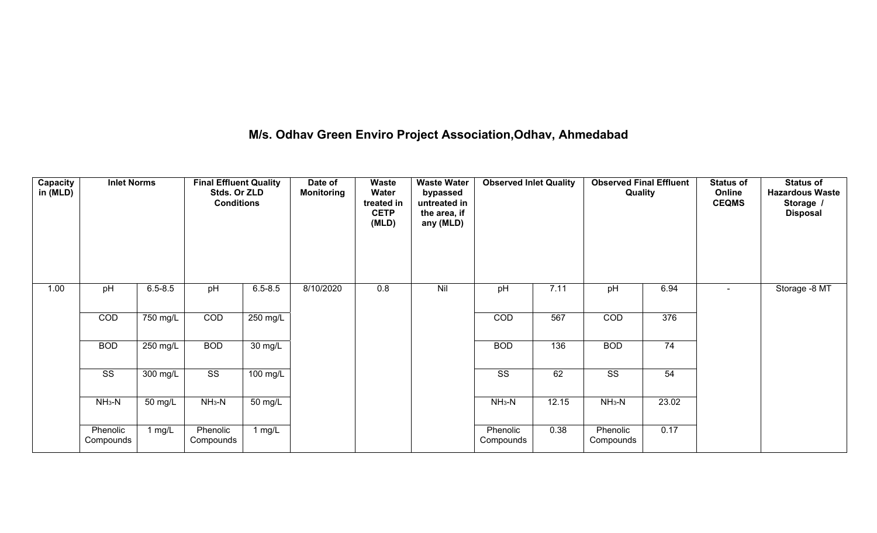## M/s. Odhav Green Enviro Project Association,Odhav, Ahmedabad

| Capacity in (MLD) | Inlet Norms | | Final Effluent Quality Stds. Or ZLD Conditions | | Date of Monitoring | Waste Water treated in CETP (MLD) | Waste Water bypassed untreated in the area, if any (MLD) | Observed Inlet Quality | | Observed Final Effluent Quality | | Status of Online CEQMS | Status of Hazardous Waste Storage / Disposal |
|---|---|---|---|---|---|---|---|---|---|---|---|---|---|
| 1.00 | pH | 6.5-8.5 | pH | 6.5-8.5 | 8/10/2020 | 0.8 | Nil | pH | 7.11 | pH | 6.94 | - | Storage -8 MT |
| | COD | 750 mg/L | COD | 250 mg/L | | | | COD | 567 | COD | 376 | | |
| | BOD | 250 mg/L | BOD | 30 mg/L | | | | BOD | 136 | BOD | 74 | | |
| | SS | 300 mg/L | SS | 100 mg/L | | | | SS | 62 | SS | 54 | | |
| | $NH_3$-N | 50 mg/L | $NH_3$-N | 50 mg/L | | | | $NH_3$-N | 12.15 | $NH_3$-N | 23.02 | | |
| | Phenolic Compounds | 1 mg/L | Phenolic Compounds | 1 mg/L | | | | Phenolic Compounds | 0.38 | Phenolic Compounds | 0.17 | | |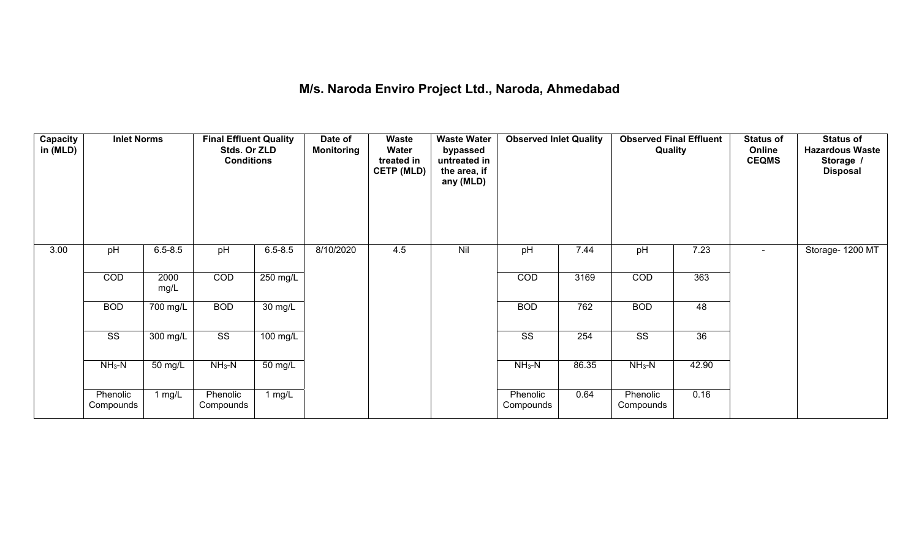# M/s. Naroda Enviro Project Ltd., Naroda, Ahmedabad

| Capacity in (MLD) | Inlet Norms | | Final Effluent Quality Stds. Or ZLD Conditions | | Date of Monitoring | Waste Water treated in CETP (MLD) | Waste Water bypassed untreated in the area, if any (MLD) | Observed Inlet Quality | | Observed Final Effluent Quality | | Status of Online CEQMS | Status of Hazardous Waste Storage / Disposal |
|---|---|---|---|---|---|---|---|---|---|---|---|---|---|
| 3.00 | pH | 6.5-8.5 | pH | 6.5-8.5 | 8/10/2020 | 4.5 | Nil | pH | 7.44 | pH | 7.23 | - | Storage- 1200 MT |
| | COD | 2000 mg/L | COD | 250 mg/L | | | | COD | 3169 | COD | 363 | | |
| | BOD | 700 mg/L | BOD | 30 mg/L | | | | BOD | 762 | BOD | 48 | | |
| | SS | 300 mg/L | SS | 100 mg/L | | | | SS | 254 | SS | 36 | | |
| | $NH_3$-N | 50 mg/L | $NH_3$-N | 50 mg/L | | | | $NH_3$-N | 86.35 | $NH_3$-N | 42.90 | | |
| | Phenolic Compounds | 1 mg/L | Phenolic Compounds | 1 mg/L | | | | Phenolic Compounds | 0.64 | Phenolic Compounds | 0.16 | | |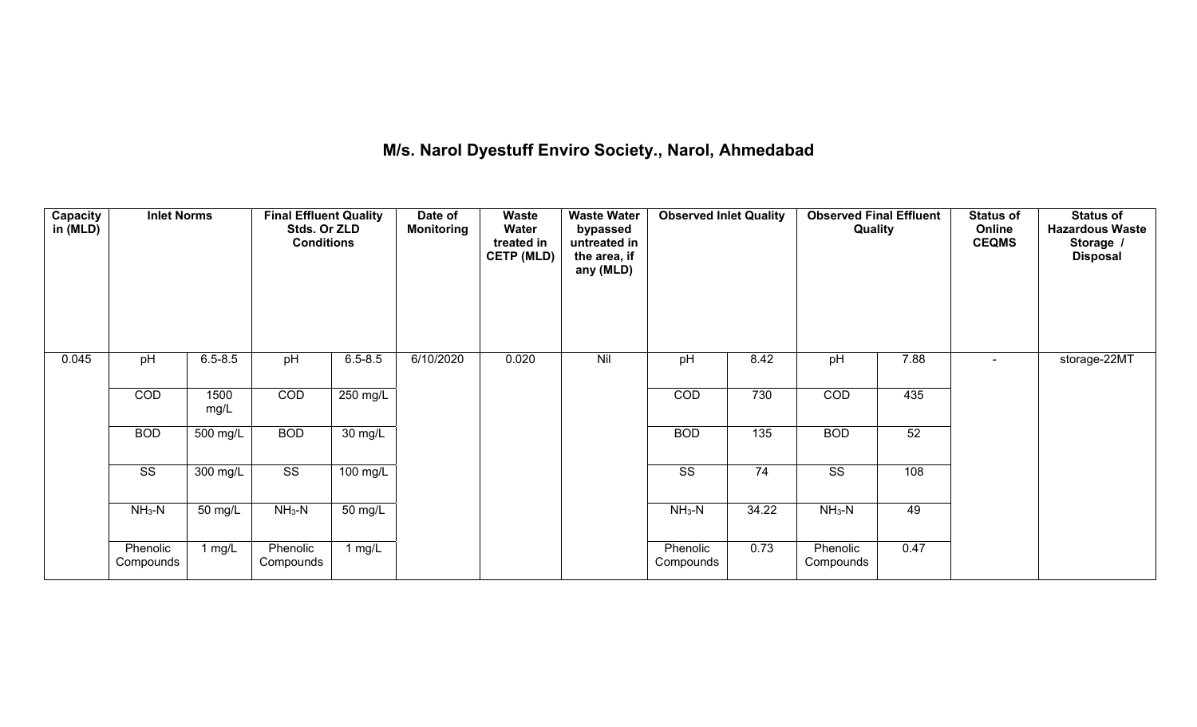# M/s. Narol Dyestuff Enviro Society., Narol, Ahmedabad

| Capacity in (MLD) | Inlet Norms | | Final Effluent Quality Stds. Or ZLD Conditions | | Date of Monitoring | Waste Water treated in CETP (MLD) | Waste Water bypassed untreated in the area, if any (MLD) | Observed Inlet Quality | | Observed Final Effluent Quality | | Status of Online CEQMS | Status of Hazardous Waste Storage / Disposal |
|---|---|---|---|---|---|---|---|---|---|---|---|---|---|
| 0.045 | pH | 6.5-8.5 | pH | 6.5-8.5 | 6/10/2020 | 0.020 | Nil | pH | 8.42 | pH | 7.88 | - | storage-22MT |
| | COD | 1500 mg/L | COD | 250 mg/L | | | | COD | 730 | COD | 435 | | |
| | BOD | 500 mg/L | BOD | 30 mg/L | | | | BOD | 135 | BOD | 52 | | |
| | SS | 300 mg/L | SS | 100 mg/L | | | | SS | 74 | SS | 108 | | |
| | $NH_3$-N | 50 mg/L | $NH_3$-N | 50 mg/L | | | | $NH_3$-N | 34.22 | $NH_3$-N | 49 | | |
| | Phenolic Compounds | 1 mg/L | Phenolic Compounds | 1 mg/L | | | | Phenolic Compounds | 0.73 | Phenolic Compounds | 0.47 | | |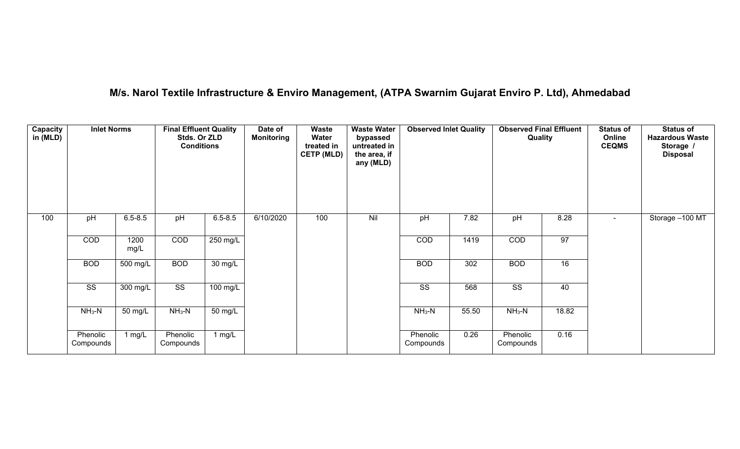## M/s. Narol Textile Infrastructure & Enviro Management, (ATPA Swarnim Gujarat Enviro P. Ltd), Ahmedabad

| Capacity in (MLD) | Inlet Norms | | Final Effluent Quality Stds. Or ZLD Conditions | | Date of Monitoring | Waste Water treated in CETP (MLD) | Waste Water bypassed untreated in the area, if any (MLD) | Observed Inlet Quality | | Observed Final Effluent Quality | | Status of Online CEQMS | Status of Hazardous Waste Storage / Disposal |
|---|---|---|---|---|---|---|---|---|---|---|---|---|---|
| 100 | pH | 6.5-8.5 | pH | 6.5-8.5 | 6/10/2020 | 100 | Nil | pH | 7.82 | pH | 8.28 | - | Storage –100 MT |
| | COD | 1200 mg/L | COD | 250 mg/L | | | | COD | 1419 | COD | 97 | | |
| | BOD | 500 mg/L | BOD | 30 mg/L | | | | BOD | 302 | BOD | 16 | | |
| | SS | 300 mg/L | SS | 100 mg/L | | | | SS | 568 | SS | 40 | | |
| | $NH_3$-N | 50 mg/L | $NH_3$-N | 50 mg/L | | | | $NH_3$-N | 55.50 | $NH_3$-N | 18.82 | | |
| | Phenolic Compounds | 1 mg/L | Phenolic Compounds | 1 mg/L | | | | Phenolic Compounds | 0.26 | Phenolic Compounds | 0.16 | | |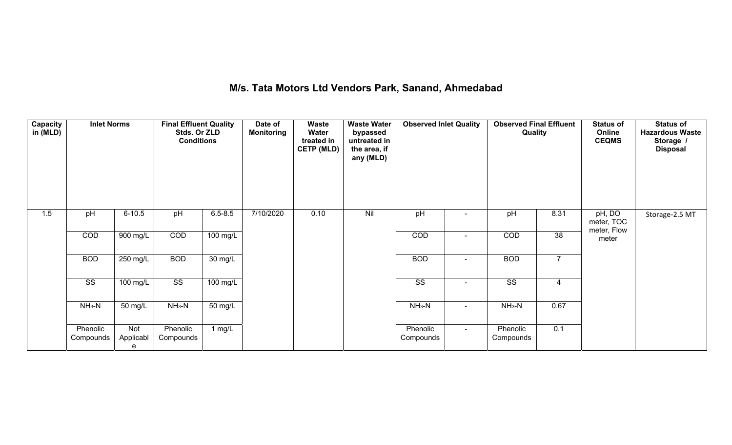# M/s. Tata Motors Ltd Vendors Park, Sanand, Ahmedabad

| Capacity in (MLD) | Inlet Norms | | Final Effluent Quality Stds. Or ZLD Conditions | | Date of Monitoring | Waste Water treated in CETP (MLD) | Waste Water bypassed untreated in the area, if any (MLD) | Observed Inlet Quality | | Observed Final Effluent Quality | | Status of Online CEQMS | Status of Hazardous Waste Storage / Disposal |
|---|---|---|---|---|---|---|---|---|---|---|---|---|---|
| 1.5 | pH | 6-10.5 | pH | 6.5-8.5 | 7/10/2020 | 0.10 | Nil | pH | - | pH | 8.31 | pH, DO meter, TOC meter, Flow meter | Storage-2.5 MT |
| | COD | 900 mg/L | COD | 100 mg/L | | | | COD | - | COD | 38 | | |
| | BOD | 250 mg/L | BOD | 30 mg/L | | | | BOD | - | BOD | 7 | | |
| | SS | 100 mg/L | SS | 100 mg/L | | | | SS | - | SS | 4 | | |
| | $NH_3$-N | 50 mg/L | $NH_3$-N | 50 mg/L | | | | $NH_3$-N | - | $NH_3$-N | 0.67 | | |
| | Phenolic Compounds | Not Applicable | Phenolic Compounds | 1 mg/L | | | | Phenolic Compounds | - | Phenolic Compounds | 0.1 | | |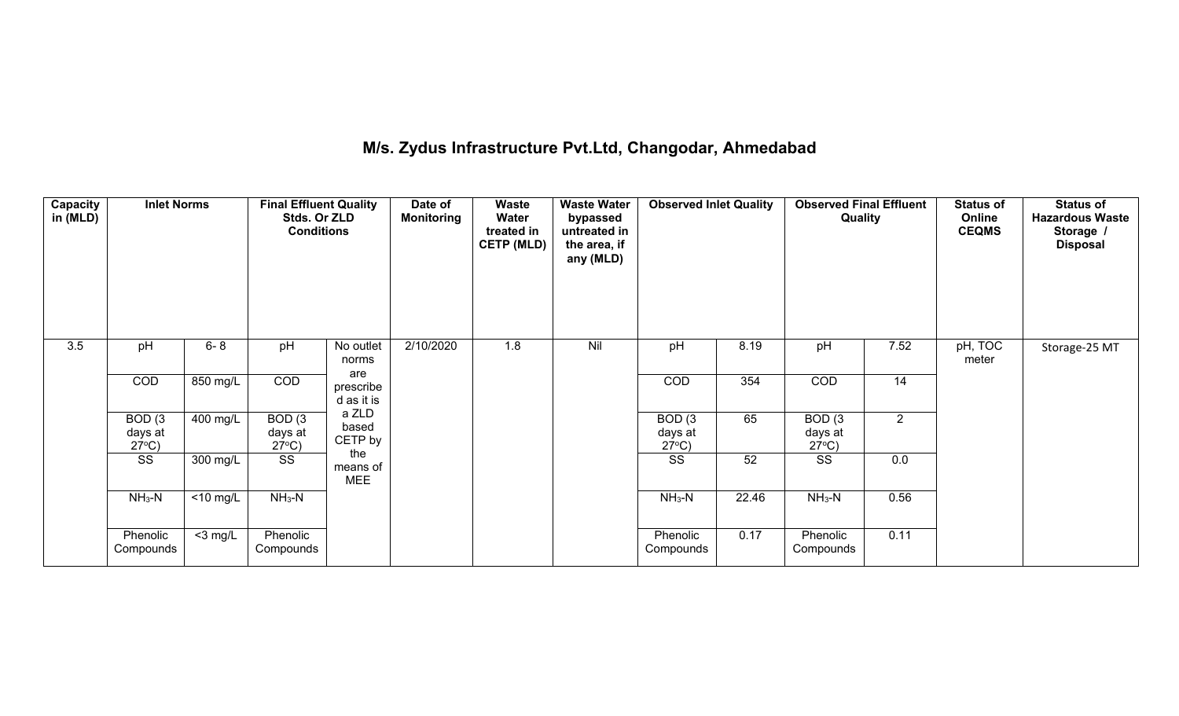# M/s. Zydus Infrastructure Pvt.Ltd, Changodar, Ahmedabad

| Capacity in (MLD) | Inlet Norms | | Final Effluent Quality Stds. Or ZLD Conditions | | Date of Monitoring | Waste Water treated in CETP (MLD) | Waste Water bypassed untreated in the area, if any (MLD) | Observed Inlet Quality | | Observed Final Effluent Quality | | Status of Online CEQMS | Status of Hazardous Waste Storage / Disposal |
|---|---|---|---|---|---|---|---|---|---|---|---|---|---|
| 3.5 | pH | 6- 8 | pH | No outlet norms are prescribed as it is a ZLD based CETP by the means of MEE | 2/10/2020 | 1.8 | Nil | pH | 8.19 | pH | 7.52 | pH, TOC meter | Storage-25 MT |
| | COD | 850 mg/L | COD | | | | | COD | 354 | COD | 14 | | |
| | BOD (3 days at 27°C) | 400 mg/L | BOD (3 days at 27°C) | | | | | BOD (3 days at 27°C) | 65 | BOD (3 days at 27°C) | 2 | | |
| | SS | 300 mg/L | SS | | | | | SS | 52 | SS | 0.0 | | |
| | $NH_3$-N | <10 mg/L | $NH_3$-N | | | | | $NH_3$-N | 22.46 | $NH_3$-N | 0.56 | | |
| | Phenolic Compounds | <3 mg/L | Phenolic Compounds | | | | | Phenolic Compounds | 0.17 | Phenolic Compounds | 0.11 | | |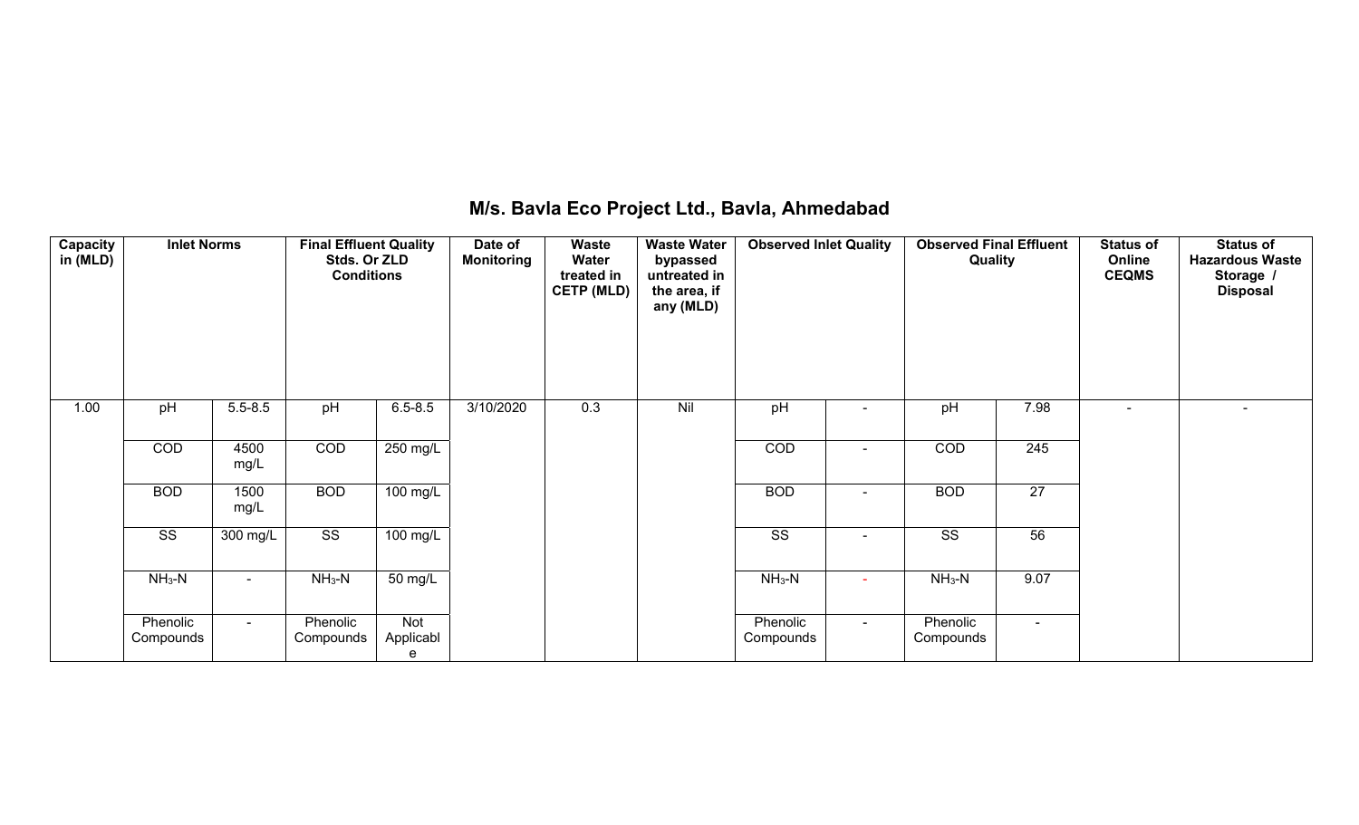## M/s. Bavla Eco Project Ltd., Bavla, Ahmedabad

| Capacity in (MLD) | Inlet Norms | | Final Effluent Quality Stds. Or ZLD Conditions | | Date of Monitoring | Waste Water treated in CETP (MLD) | Waste Water bypassed untreated in the area, if any (MLD) | Observed Inlet Quality | | Observed Final Effluent Quality | | Status of Online CEQMS | Status of Hazardous Waste Storage / Disposal |
|---|---|---|---|---|---|---|---|---|---|---|---|---|---|
| 1.00 | pH | 5.5-8.5 | pH | 6.5-8.5 | 3/10/2020 | 0.3 | Nil | pH | - | pH | 7.98 | - | - |
| | COD | 4500 mg/L | COD | 250 mg/L | | | | COD | - | COD | 245 | | |
| | BOD | 1500 mg/L | BOD | 100 mg/L | | | | BOD | - | BOD | 27 | | |
| | SS | 300 mg/L | SS | 100 mg/L | | | | SS | - | SS | 56 | | |
| | $NH_3$-N | - | $NH_3$-N | 50 mg/L | | | | $NH_3$-N | - | $NH_3$-N | 9.07 | | |
| | Phenolic Compounds | - | Phenolic Compounds | Not Applicable | | | | Phenolic Compounds | - | Phenolic Compounds | - | | |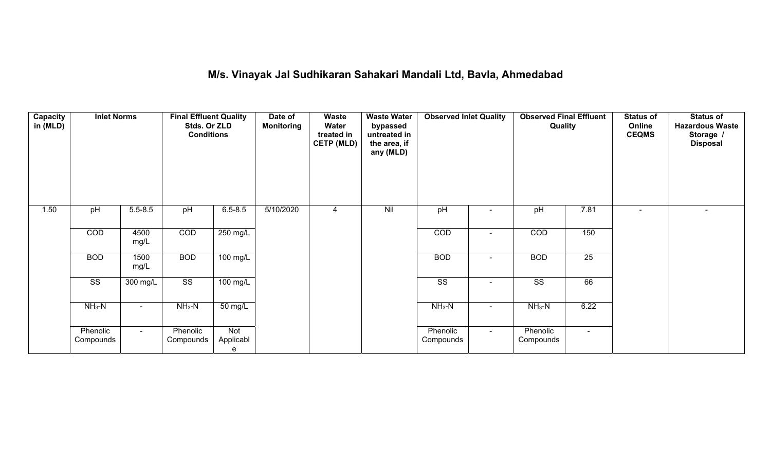# M/s. Vinayak Jal Sudhikaran Sahakari Mandali Ltd, Bavla, Ahmedabad

| Capacity in (MLD) | Inlet Norms | | Final Effluent Quality Stds. Or ZLD Conditions | | Date of Monitoring | Waste Water treated in CETP (MLD) | Waste Water bypassed untreated in the area, if any (MLD) | Observed Inlet Quality | | Observed Final Effluent Quality | | Status of Online CEQMS | Status of Hazardous Waste Storage / Disposal |
|---|---|---|---|---|---|---|---|---|---|---|---|---|---|
| 1.50 | pH | 5.5-8.5 | pH | 6.5-8.5 | 5/10/2020 | 4 | Nil | pH | - | pH | 7.81 | - | - |
| | COD | 4500 mg/L | COD | 250 mg/L | | | | COD | - | COD | 150 | | |
| | BOD | 1500 mg/L | BOD | 100 mg/L | | | | BOD | - | BOD | 25 | | |
| | SS | 300 mg/L | SS | 100 mg/L | | | | SS | - | SS | 66 | | |
| | $NH_3$-N | - | $NH_3$-N | 50 mg/L | | | | $NH_3$-N | - | $NH_3$-N | 6.22 | | |
| | Phenolic Compounds | - | Phenolic Compounds | Not Applicable | | | | Phenolic Compounds | - | Phenolic Compounds | - | | |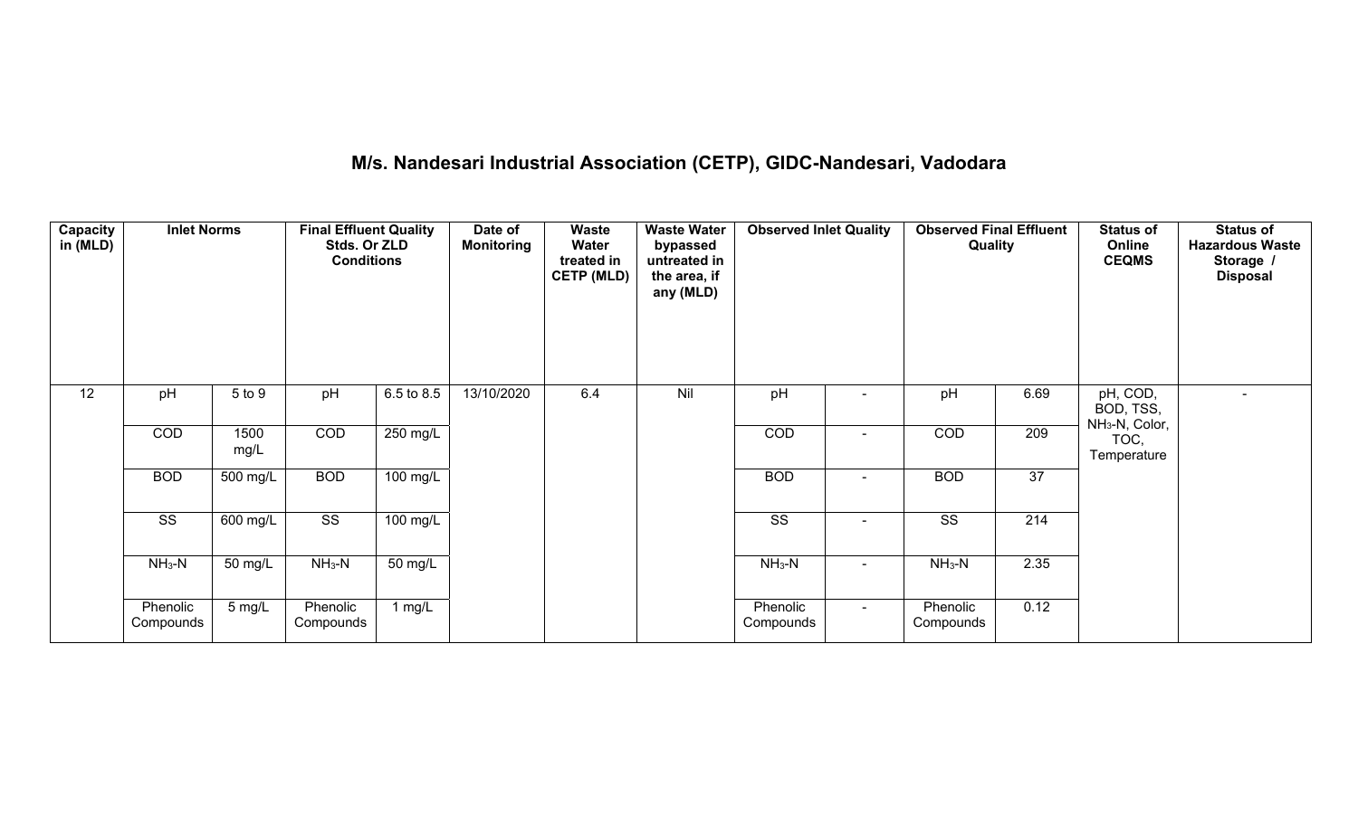## M/s. Nandesari Industrial Association (CETP), GIDC-Nandesari, Vadodara

| Capacity in (MLD) | Inlet Norms | | Final Effluent Quality Stds. Or ZLD Conditions | | Date of Monitoring | Waste Water treated in CETP (MLD) | Waste Water bypassed untreated in the area, if any (MLD) | Observed Inlet Quality | | Observed Final Effluent Quality | | Status of Online CEQMS | Status of Hazardous Waste Storage / Disposal |
|---|---|---|---|---|---|---|---|---|---|---|---|---|---|
| 12 | pH | 5 to 9 | pH | 6.5 to 8.5 | 13/10/2020 | 6.4 | Nil | pH | - | pH | 6.69 | pH, COD, BOD, TSS, $NH_3$-N, Color, TOC, Temperature | - |
| | COD | 1500 mg/L | COD | 250 mg/L | | | | COD | - | COD | 209 | | |
| | BOD | 500 mg/L | BOD | 100 mg/L | | | | BOD | - | BOD | 37 | | |
| | SS | 600 mg/L | SS | 100 mg/L | | | | SS | - | SS | 214 | | |
| | $NH_3$-N | 50 mg/L | $NH_3$-N | 50 mg/L | | | | $NH_3$-N | - | $NH_3$-N | 2.35 | | |
| | Phenolic Compounds | 5 mg/L | Phenolic Compounds | 1 mg/L | | | | Phenolic Compounds | - | Phenolic Compounds | 0.12 | | |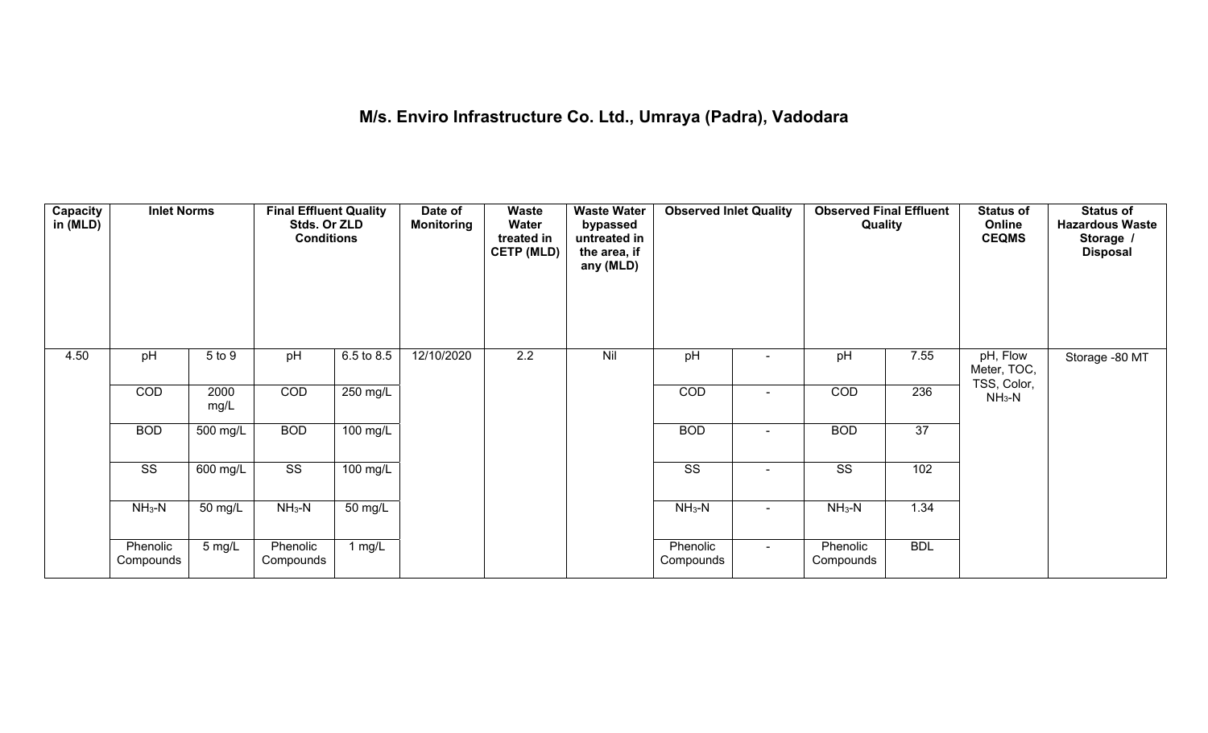# M/s. Enviro Infrastructure Co. Ltd., Umraya (Padra), Vadodara

| Capacity in (MLD) | Inlet Norms | | Final Effluent Quality Stds. Or ZLD Conditions | | Date of Monitoring | Waste Water treated in CETP (MLD) | Waste Water bypassed untreated in the area, if any (MLD) | Observed Inlet Quality | | Observed Final Effluent Quality | | Status of Online CEQMS | Status of Hazardous Waste Storage / Disposal |
|---|---|---|---|---|---|---|---|---|---|---|---|---|---|
| 4.50 | pH | 5 to 9 | pH | 6.5 to 8.5 | 12/10/2020 | 2.2 | Nil | pH | - | pH | 7.55 | pH, Flow Meter, TOC, TSS, Color, $NH_3$-N | Storage -80 MT |
| | COD | 2000 mg/L | COD | 250 mg/L | | | | COD | - | COD | 236 | | |
| | BOD | 500 mg/L | BOD | 100 mg/L | | | | BOD | - | BOD | 37 | | |
| | SS | 600 mg/L | SS | 100 mg/L | | | | SS | - | SS | 102 | | |
| | $NH_3$-N | 50 mg/L | $NH_3$-N | 50 mg/L | | | | $NH_3$-N | - | $NH_3$-N | 1.34 | | |
| | Phenolic Compounds | 5 mg/L | Phenolic Compounds | 1 mg/L | | | | Phenolic Compounds | - | Phenolic Compounds | BDL | | |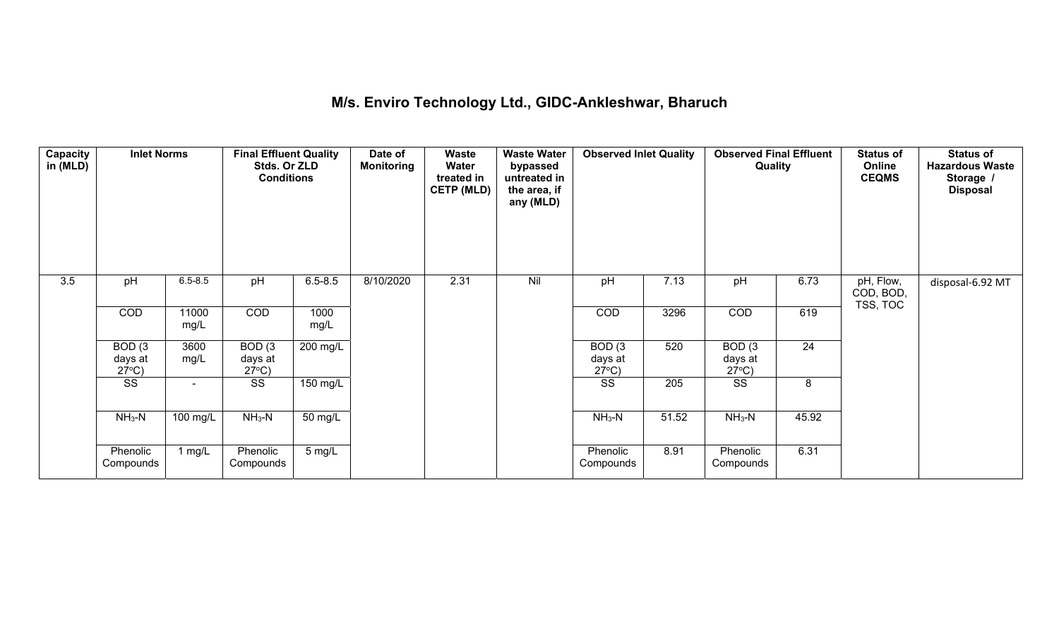# M/s. Enviro Technology Ltd., GIDC-Ankleshwar, Bharuch

| Capacity in (MLD) | Inlet Norms | | Final Effluent Quality Stds. Or ZLD Conditions | | Date of Monitoring | Waste Water treated in CETP (MLD) | Waste Water bypassed untreated in the area, if any (MLD) | Observed Inlet Quality | | Observed Final Effluent Quality | | Status of Online CEQMS | Status of Hazardous Waste Storage / Disposal |
|---|---|---|---|---|---|---|---|---|---|---|---|---|---|
| 3.5 | pH | 6.5-8.5 | pH | 6.5-8.5 | 8/10/2020 | 2.31 | Nil | pH | 7.13 | pH | 6.73 | pH, Flow, COD, BOD, TSS, TOC | disposal-6.92 MT |
| | COD | 11000 mg/L | COD | 1000 mg/L | | | | COD | 3296 | COD | 619 | | |
| | BOD (3 days at 27°C) | 3600 mg/L | BOD (3 days at 27°C) | 200 mg/L | | | | BOD (3 days at 27°C) | 520 | BOD (3 days at 27°C) | 24 | | |
| | SS | - | SS | 150 mg/L | | | | SS | 205 | SS | 8 | | |
| | $NH_3$-N | 100 mg/L | $NH_3$-N | 50 mg/L | | | | $NH_3$-N | 51.52 | $NH_3$-N | 45.92 | | |
| | Phenolic Compounds | 1 mg/L | Phenolic Compounds | 5 mg/L | | | | Phenolic Compounds | 8.91 | Phenolic Compounds | 6.31 | | |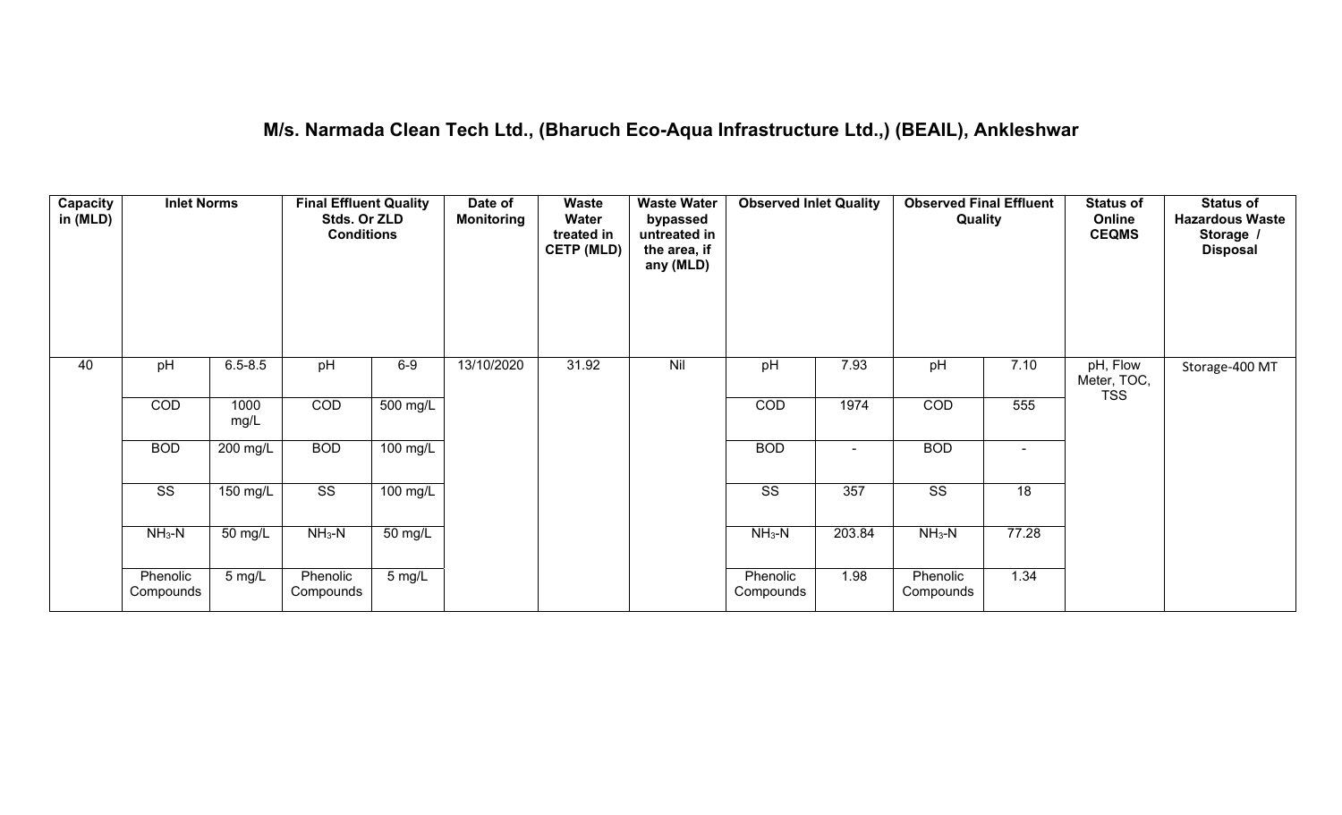## M/s. Narmada Clean Tech Ltd., (Bharuch Eco-Aqua Infrastructure Ltd.,) (BEAIL), Ankleshwar

| Capacity in (MLD) | Inlet Norms | | Final Effluent Quality Stds. Or ZLD Conditions | | Date of Monitoring | Waste Water treated in CETP (MLD) | Waste Water bypassed untreated in the area, if any (MLD) | Observed Inlet Quality | | Observed Final Effluent Quality | | Status of Online CEQMS | Status of Hazardous Waste Storage / Disposal |
|---|---|---|---|---|---|---|---|---|---|---|---|---|---|
| 40 | pH | 6.5-8.5 | pH | 6-9 | 13/10/2020 | 31.92 | Nil | pH | 7.93 | pH | 7.10 | pH, Flow Meter, TOC, TSS | Storage-400 MT |
| | COD | 1000 mg/L | COD | 500 mg/L | | | | COD | 1974 | COD | 555 | | |
| | BOD | 200 mg/L | BOD | 100 mg/L | | | | BOD | - | BOD | - | | |
| | SS | 150 mg/L | SS | 100 mg/L | | | | SS | 357 | SS | 18 | | |
| | $NH_3$-N | 50 mg/L | $NH_3$-N | 50 mg/L | | | | $NH_3$-N | 203.84 | $NH_3$-N | 77.28 | | |
| | Phenolic Compounds | 5 mg/L | Phenolic Compounds | 5 mg/L | | | | Phenolic Compounds | 1.98 | Phenolic Compounds | 1.34 | | |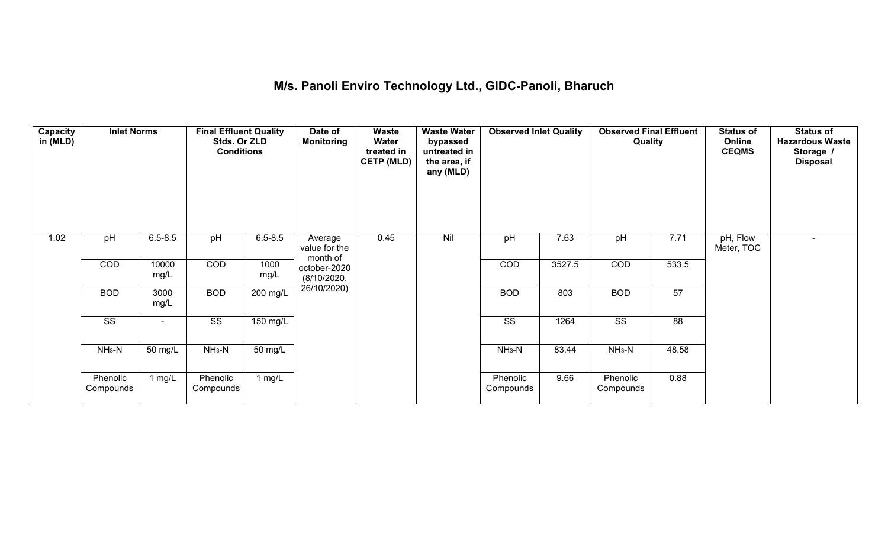# M/s. Panoli Enviro Technology Ltd., GIDC-Panoli, Bharuch

| Capacity in (MLD) | Inlet Norms | | Final Effluent Quality Stds. Or ZLD Conditions | | Date of Monitoring | Waste Water treated in CETP (MLD) | Waste Water bypassed untreated in the area, if any (MLD) | Observed Inlet Quality | | Observed Final Effluent Quality | | Status of Online CEQMS | Status of Hazardous Waste Storage / Disposal |
|---|---|---|---|---|---|---|---|---|---|---|---|---|---|
| 1.02 | pH | 6.5-8.5 | pH | 6.5-8.5 | Average value for the month of october-2020 (8/10/2020, 26/10/2020) | 0.45 | Nil | pH | 7.63 | pH | 7.71 | pH, Flow Meter, TOC | - |
| | COD | 10000 mg/L | COD | 1000 mg/L | | | | COD | 3527.5 | COD | 533.5 | | |
| | BOD | 3000 mg/L | BOD | 200 mg/L | | | | BOD | 803 | BOD | 57 | | |
| | SS | - | SS | 150 mg/L | | | | SS | 1264 | SS | 88 | | |
| | $NH_3$-N | 50 mg/L | $NH_3$-N | 50 mg/L | | | | $NH_3$-N | 83.44 | $NH_3$-N | 48.58 | | |
| | Phenolic Compounds | 1 mg/L | Phenolic Compounds | 1 mg/L | | | | Phenolic Compounds | 9.66 | Phenolic Compounds | 0.88 | | |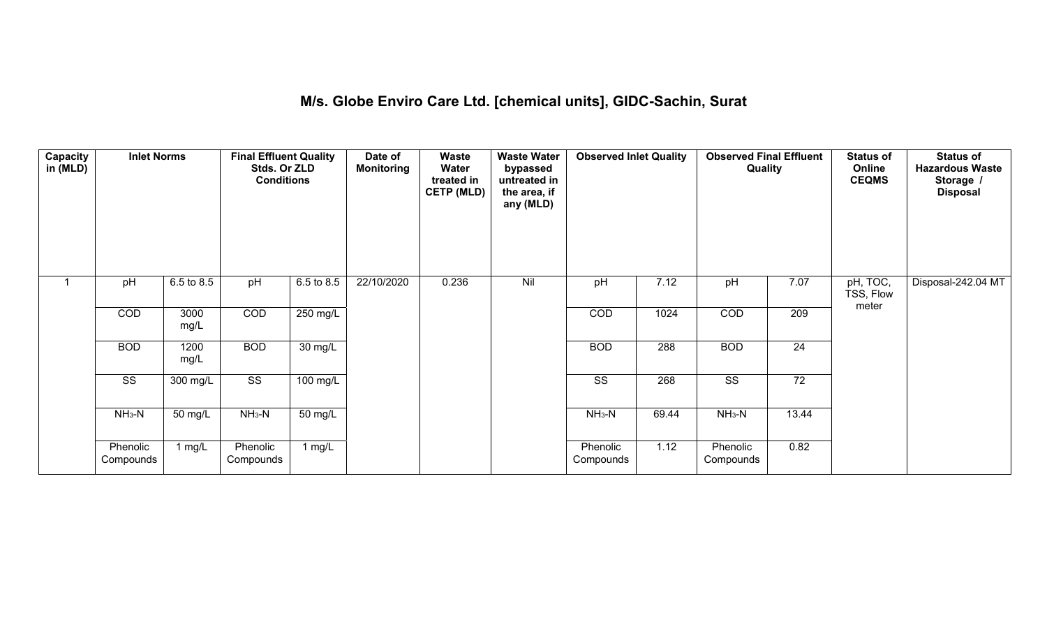# M/s. Globe Enviro Care Ltd. [chemical units], GIDC-Sachin, Surat

| Capacity in (MLD) | Inlet Norms | | Final Effluent Quality Stds. Or ZLD Conditions | | Date of Monitoring | Waste Water treated in CETP (MLD) | Waste Water bypassed untreated in the area, if any (MLD) | Observed Inlet Quality | | Observed Final Effluent Quality | | Status of Online CEQMS | Status of Hazardous Waste Storage / Disposal |
|---|---|---|---|---|---|---|---|---|---|---|---|---|---|
| 1 | pH | 6.5 to 8.5 | pH | 6.5 to 8.5 | 22/10/2020 | 0.236 | Nil | pH | 7.12 | pH | 7.07 | pH, TOC, TSS, Flow meter | Disposal-242.04 MT |
| | COD | 3000 mg/L | COD | 250 mg/L | | | | COD | 1024 | COD | 209 | | |
| | BOD | 1200 mg/L | BOD | 30 mg/L | | | | BOD | 288 | BOD | 24 | | |
| | SS | 300 mg/L | SS | 100 mg/L | | | | SS | 268 | SS | 72 | | |
| | $NH_3$-N | 50 mg/L | $NH_3$-N | 50 mg/L | | | | $NH_3$-N | 69.44 | $NH_3$-N | 13.44 | | |
| | Phenolic Compounds | 1 mg/L | Phenolic Compounds | 1 mg/L | | | | Phenolic Compounds | 1.12 | Phenolic Compounds | 0.82 | | |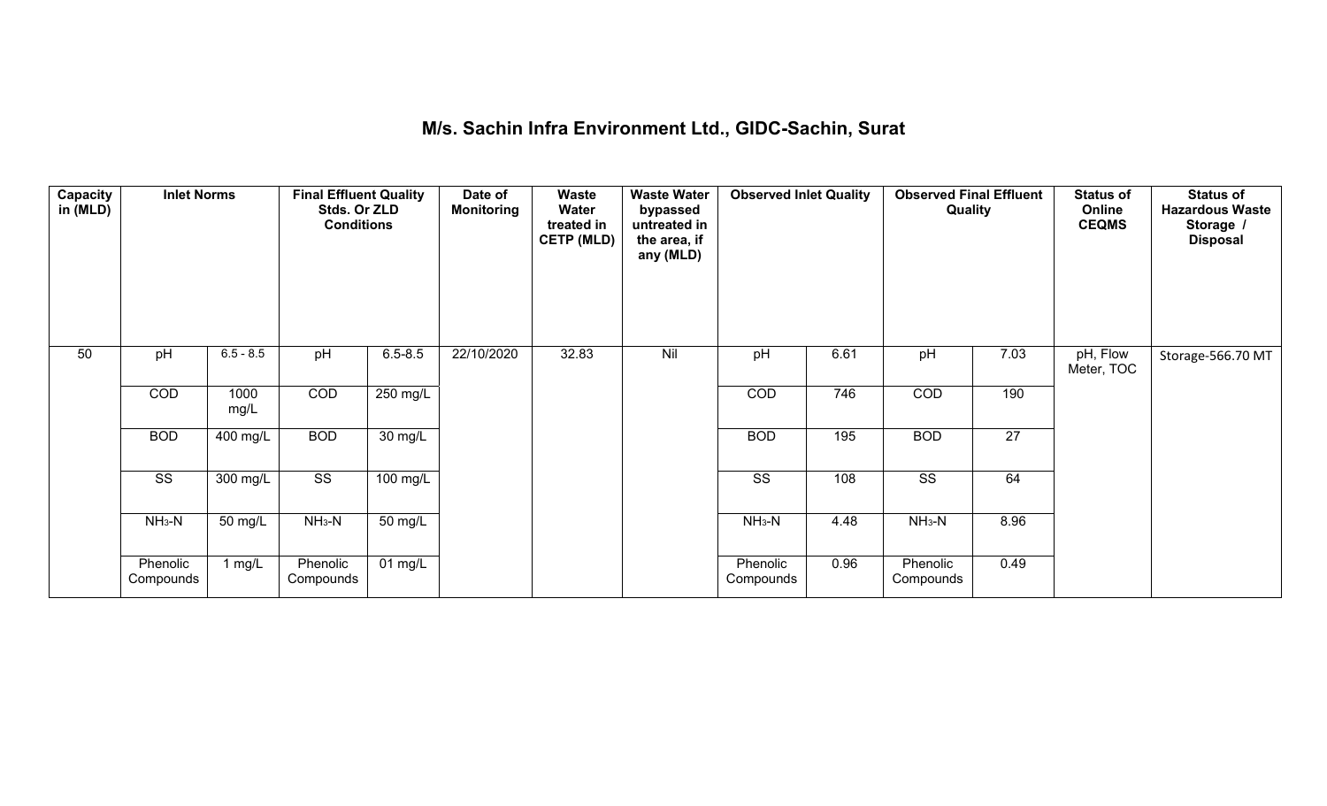# M/s. Sachin Infra Environment Ltd., GIDC-Sachin, Surat

| Capacity in (MLD) | Inlet Norms | | Final Effluent Quality Stds. Or ZLD Conditions | | Date of Monitoring | Waste Water treated in CETP (MLD) | Waste Water bypassed untreated in the area, if any (MLD) | Observed Inlet Quality | | Observed Final Effluent Quality | | Status of Online CEQMS | Status of Hazardous Waste Storage / Disposal |
|---|---|---|---|---|---|---|---|---|---|---|---|---|---|
| 50 | pH | 6.5 - 8.5 | pH | 6.5-8.5 | 22/10/2020 | 32.83 | Nil | pH | 6.61 | pH | 7.03 | pH, Flow Meter, TOC | Storage-566.70 MT |
| | COD | 1000 mg/L | COD | 250 mg/L | | | | COD | 746 | COD | 190 | | |
| | BOD | 400 mg/L | BOD | 30 mg/L | | | | BOD | 195 | BOD | 27 | | |
| | SS | 300 mg/L | SS | 100 mg/L | | | | SS | 108 | SS | 64 | | |
| | $NH_3$-N | 50 mg/L | $NH_3$-N | 50 mg/L | | | | $NH_3$-N | 4.48 | $NH_3$-N | 8.96 | | |
| | Phenolic Compounds | 1 mg/L | Phenolic Compounds | 01 mg/L | | | | Phenolic Compounds | 0.96 | Phenolic Compounds | 0.49 | | |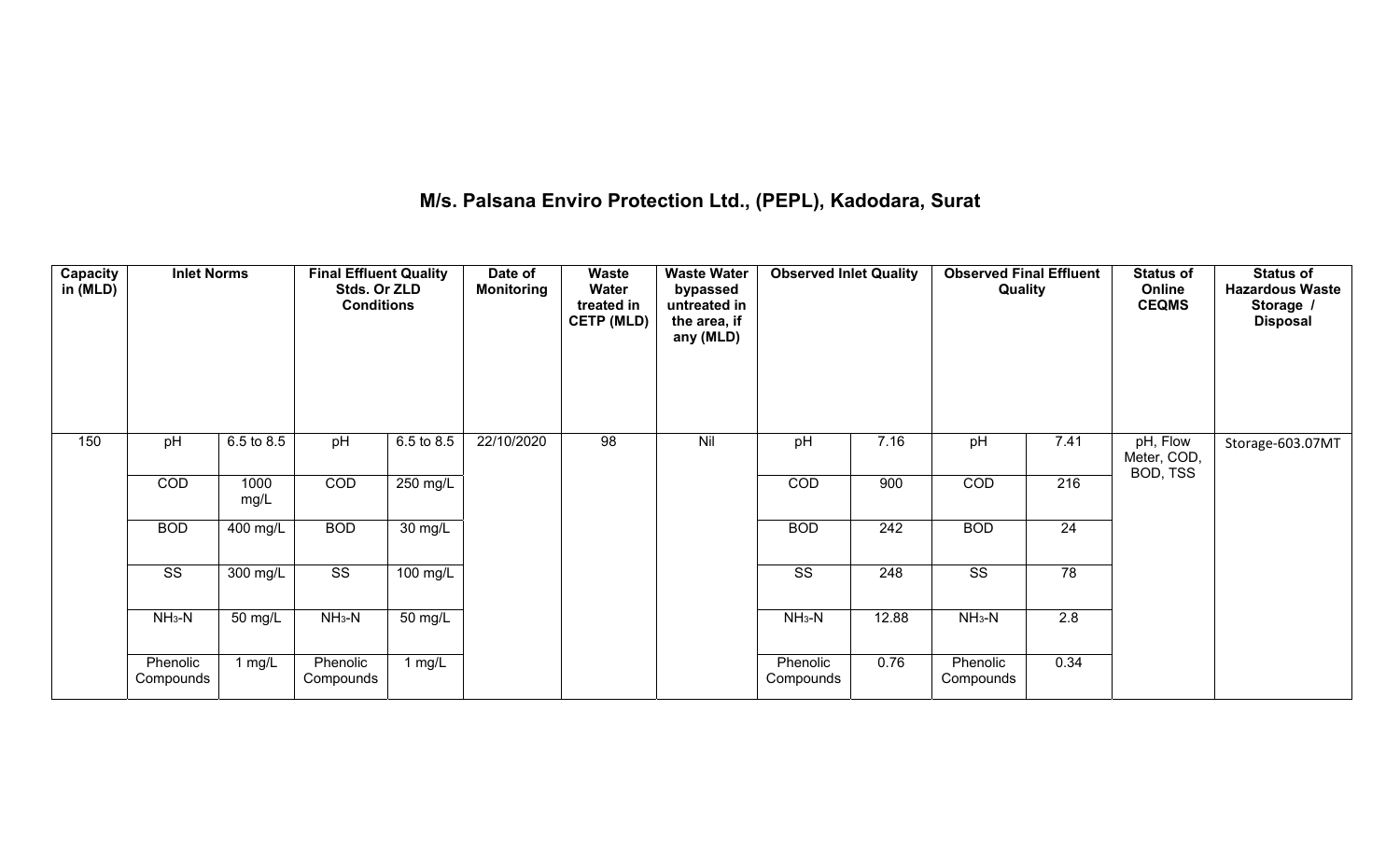# M/s. Palsana Enviro Protection Ltd., (PEPL), Kadodara, Surat

| Capacity in (MLD) | Inlet Norms | | Final Effluent Quality Stds. Or ZLD Conditions | | Date of Monitoring | Waste Water treated in CETP (MLD) | Waste Water bypassed untreated in the area, if any (MLD) | Observed Inlet Quality | | Observed Final Effluent Quality | | Status of Online CEQMS | Status of Hazardous Waste Storage / Disposal |
|---|---|---|---|---|---|---|---|---|---|---|---|---|---|
| 150 | pH | 6.5 to 8.5 | pH | 6.5 to 8.5 | 22/10/2020 | 98 | Nil | pH | 7.16 | pH | 7.41 | pH, Flow Meter, COD, BOD, TSS | Storage-603.07MT |
| | COD | 1000 mg/L | COD | 250 mg/L | | | | COD | 900 | COD | 216 | | |
| | BOD | 400 mg/L | BOD | 30 mg/L | | | | BOD | 242 | BOD | 24 | | |
| | SS | 300 mg/L | SS | 100 mg/L | | | | SS | 248 | SS | 78 | | |
| | $NH_3$-N | 50 mg/L | $NH_3$-N | 50 mg/L | | | | $NH_3$-N | 12.88 | $NH_3$-N | 2.8 | | |
| | Phenolic Compounds | 1 mg/L | Phenolic Compounds | 1 mg/L | | | | Phenolic Compounds | 0.76 | Phenolic Compounds | 0.34 | | |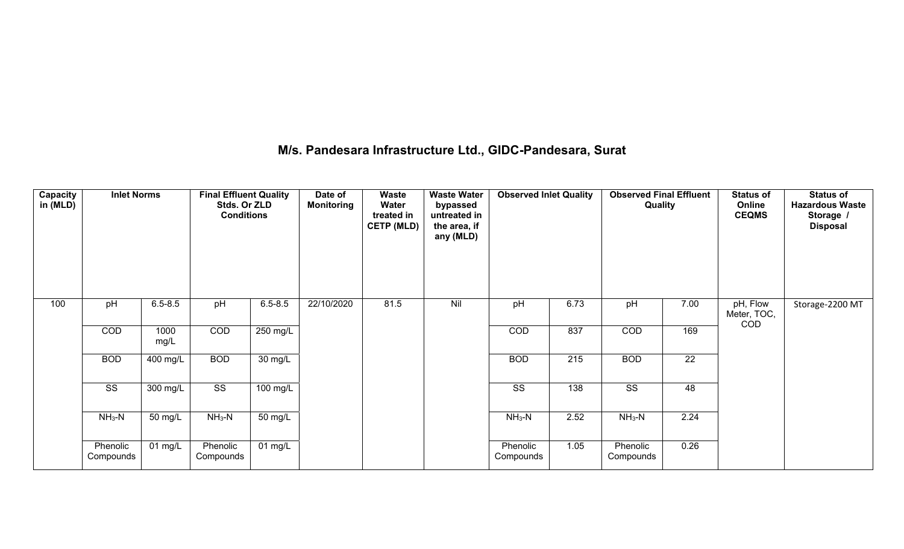## M/s. Pandesara Infrastructure Ltd., GIDC-Pandesara, Surat

| Capacity in (MLD) | Inlet Norms | | Final Effluent Quality Stds. Or ZLD Conditions | | Date of Monitoring | Waste Water treated in CETP (MLD) | Waste Water bypassed untreated in the area, if any (MLD) | Observed Inlet Quality | | Observed Final Effluent Quality | | Status of Online CEQMS | Status of Hazardous Waste Storage / Disposal |
|---|---|---|---|---|---|---|---|---|---|---|---|---|---|
| 100 | pH | 6.5-8.5 | pH | 6.5-8.5 | 22/10/2020 | 81.5 | Nil | pH | 6.73 | pH | 7.00 | pH, Flow Meter, TOC, COD | Storage-2200 MT |
| | COD | 1000 mg/L | COD | 250 mg/L | | | | COD | 837 | COD | 169 | | |
| | BOD | 400 mg/L | BOD | 30 mg/L | | | | BOD | 215 | BOD | 22 | | |
| | SS | 300 mg/L | SS | 100 mg/L | | | | SS | 138 | SS | 48 | | |
| | $NH_3$-N | 50 mg/L | $NH_3$-N | 50 mg/L | | | | $NH_3$-N | 2.52 | $NH_3$-N | 2.24 | | |
| | Phenolic Compounds | 01 mg/L | Phenolic Compounds | 01 mg/L | | | | Phenolic Compounds | 1.05 | Phenolic Compounds | 0.26 | | |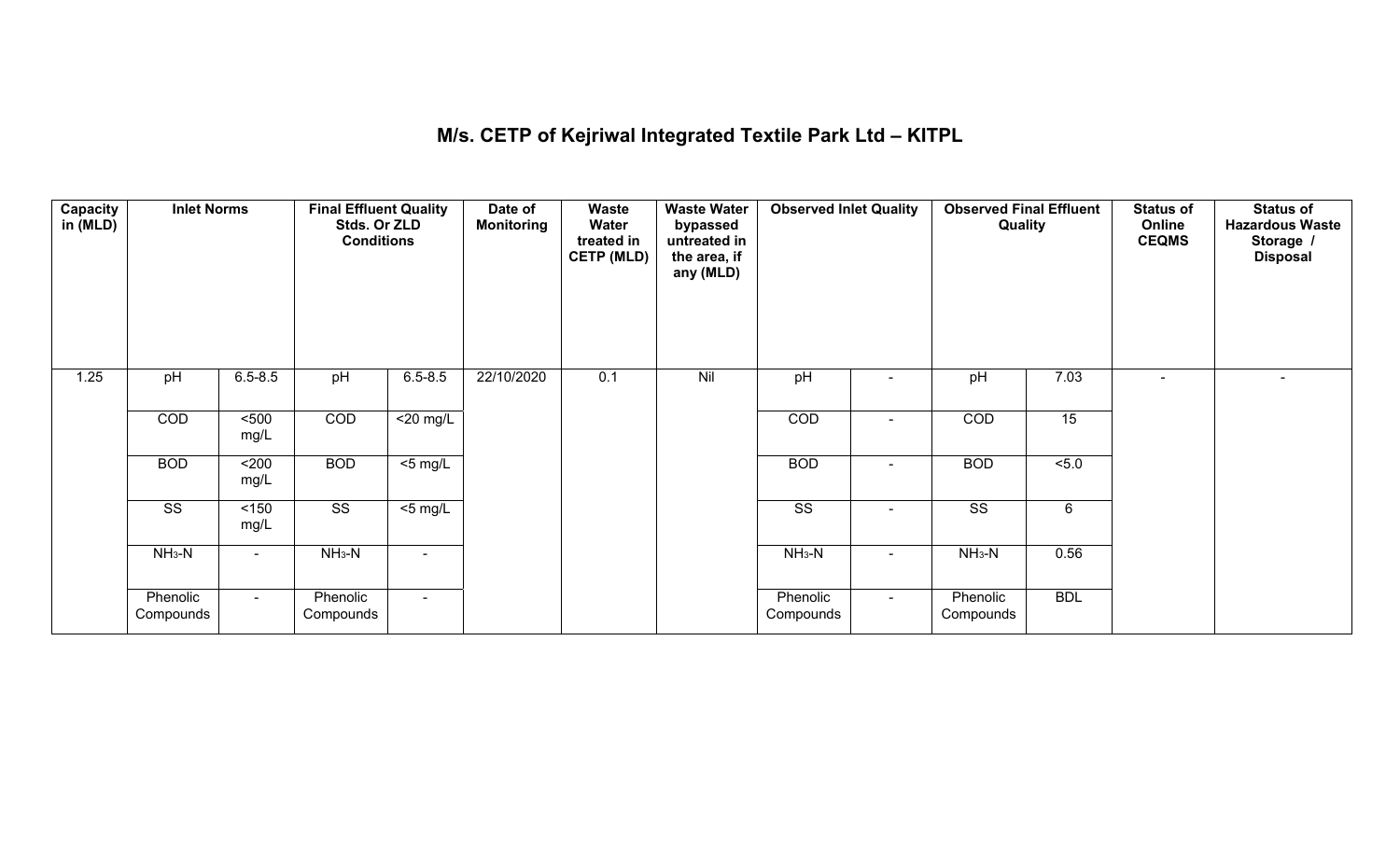# M/s. CETP of Kejriwal Integrated Textile Park Ltd – KITPL

| Capacity in (MLD) | Inlet Norms | | Final Effluent Quality Stds. Or ZLD Conditions | | Date of Monitoring | Waste Water treated in CETP (MLD) | Waste Water bypassed untreated in the area, if any (MLD) | Observed Inlet Quality | | Observed Final Effluent Quality | | Status of Online CEQMS | Status of Hazardous Waste Storage / Disposal |
|---|---|---|---|---|---|---|---|---|---|---|---|---|---|
| 1.25 | pH | 6.5-8.5 | pH | 6.5-8.5 | 22/10/2020 | 0.1 | Nil | pH | - | pH | 7.03 | - | - |
| | COD | <500 mg/L | COD | <20 mg/L | | | | COD | - | COD | 15 | | |
| | BOD | <200 mg/L | BOD | <5 mg/L | | | | BOD | - | BOD | <5.0 | | |
| | SS | <150 mg/L | SS | <5 mg/L | | | | SS | - | SS | 6 | | |
| | $NH_3$-N | - | $NH_3$-N | - | | | | $NH_3$-N | - | $NH_3$-N | 0.56 | | |
| | Phenolic Compounds | - | Phenolic Compounds | - | | | | Phenolic Compounds | - | Phenolic Compounds | BDL | | |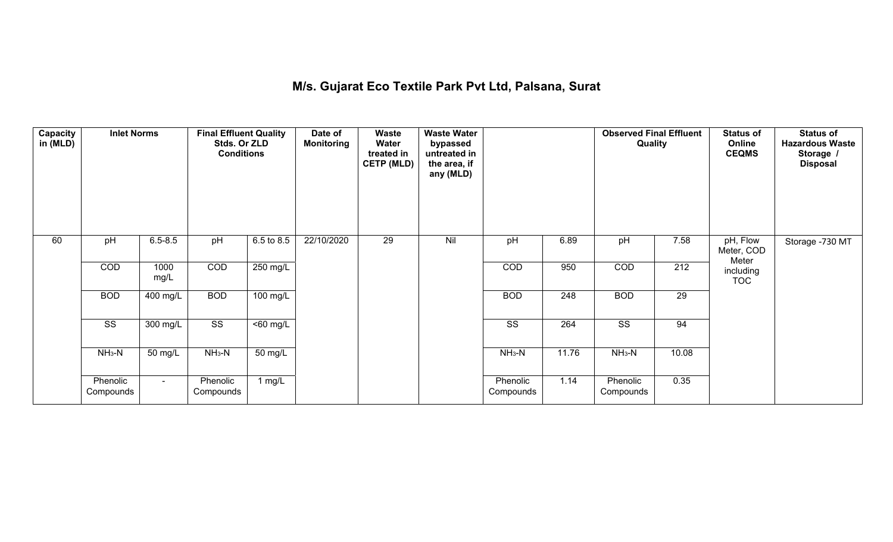# M/s. Gujarat Eco Textile Park Pvt Ltd, Palsana, Surat

| Capacity in (MLD) | Inlet Norms | | Final Effluent Quality Stds. Or ZLD Conditions | | Date of Monitoring | Waste Water treated in CETP (MLD) | Waste Water bypassed untreated in the area, if any (MLD) | | | Observed Final Effluent Quality | | Status of Online CEQMS | Status of Hazardous Waste Storage / Disposal |
|---|---|---|---|---|---|---|---|---|---|---|---|---|---|
| 60 | pH | 6.5-8.5 | pH | 6.5 to 8.5 | 22/10/2020 | 29 | Nil | pH | 6.89 | pH | 7.58 | pH, Flow Meter, COD Meter including TOC | Storage -730 MT |
| | COD | 1000 mg/L | COD | 250 mg/L | | | | COD | 950 | COD | 212 | | |
| | BOD | 400 mg/L | BOD | 100 mg/L | | | | BOD | 248 | BOD | 29 | | |
| | SS | 300 mg/L | SS | <60 mg/L | | | | SS | 264 | SS | 94 | | |
| | $NH_3$-N | 50 mg/L | $NH_3$-N | 50 mg/L | | | | $NH_3$-N | 11.76 | $NH_3$-N | 10.08 | | |
| | Phenolic Compounds | - | Phenolic Compounds | 1 mg/L | | | | Phenolic Compounds | 1.14 | Phenolic Compounds | 0.35 | | |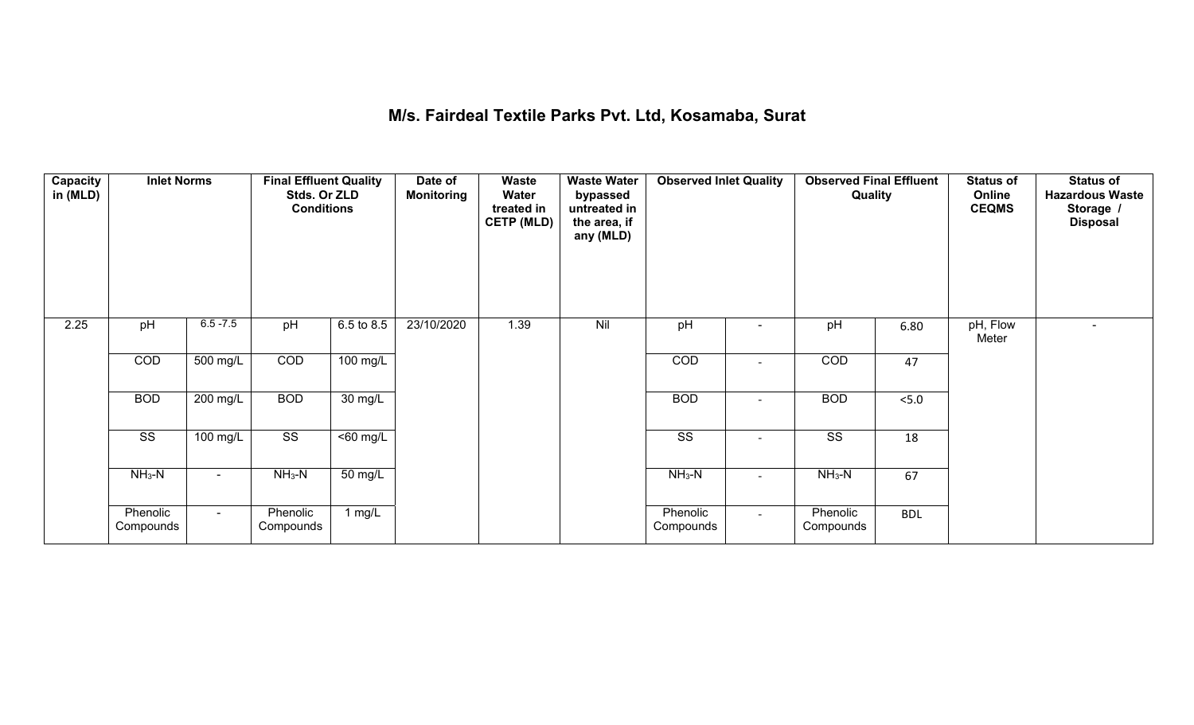# M/s. Fairdeal Textile Parks Pvt. Ltd, Kosamaba, Surat

| Capacity in (MLD) | Inlet Norms | | Final Effluent Quality Stds. Or ZLD Conditions | | Date of Monitoring | Waste Water treated in CETP (MLD) | Waste Water bypassed untreated in the area, if any (MLD) | Observed Inlet Quality | | Observed Final Effluent Quality | | Status of Online CEQMS | Status of Hazardous Waste Storage / Disposal |
|---|---|---|---|---|---|---|---|---|---|---|---|---|---|
| 2.25 | pH | 6.5 -7.5 | pH | 6.5 to 8.5 | 23/10/2020 | 1.39 | Nil | pH | - | pH | 6.80 | pH, Flow Meter | - |
| | COD | 500 mg/L | COD | 100 mg/L | | | | COD | - | COD | 47 | | |
| | BOD | 200 mg/L | BOD | 30 mg/L | | | | BOD | - | BOD | <5.0 | | |
| | SS | 100 mg/L | SS | <60 mg/L | | | | SS | - | SS | 18 | | |
| | $NH_3$-N | - | $NH_3$-N | 50 mg/L | | | | $NH_3$-N | - | $NH_3$-N | 67 | | |
| | Phenolic Compounds | - | Phenolic Compounds | 1 mg/L | | | | Phenolic Compounds | - | Phenolic Compounds | BDL | | |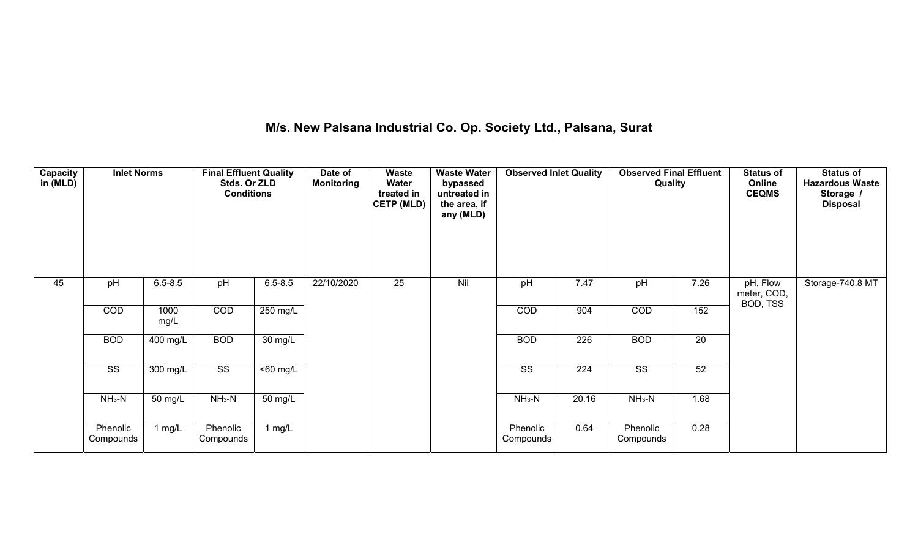# M/s. New Palsana Industrial Co. Op. Society Ltd., Palsana, Surat

| Capacity in (MLD) | Inlet Norms | | Final Effluent Quality Stds. Or ZLD Conditions | | Date of Monitoring | Waste Water treated in CETP (MLD) | Waste Water bypassed untreated in the area, if any (MLD) | Observed Inlet Quality | | Observed Final Effluent Quality | | Status of Online CEQMS | Status of Hazardous Waste Storage / Disposal |
|---|---|---|---|---|---|---|---|---|---|---|---|---|---|
| 45 | pH | 6.5-8.5 | pH | 6.5-8.5 | 22/10/2020 | 25 | Nil | pH | 7.47 | pH | 7.26 | pH, Flow meter, COD, BOD, TSS | Storage-740.8 MT |
| | COD | 1000 mg/L | COD | 250 mg/L | | | | COD | 904 | COD | 152 | | |
| | BOD | 400 mg/L | BOD | 30 mg/L | | | | BOD | 226 | BOD | 20 | | |
| | SS | 300 mg/L | SS | <60 mg/L | | | | SS | 224 | SS | 52 | | |
| | $NH_3$-N | 50 mg/L | $NH_3$-N | 50 mg/L | | | | $NH_3$-N | 20.16 | $NH_3$-N | 1.68 | | |
| | Phenolic Compounds | 1 mg/L | Phenolic Compounds | 1 mg/L | | | | Phenolic Compounds | 0.64 | Phenolic Compounds | 0.28 | | |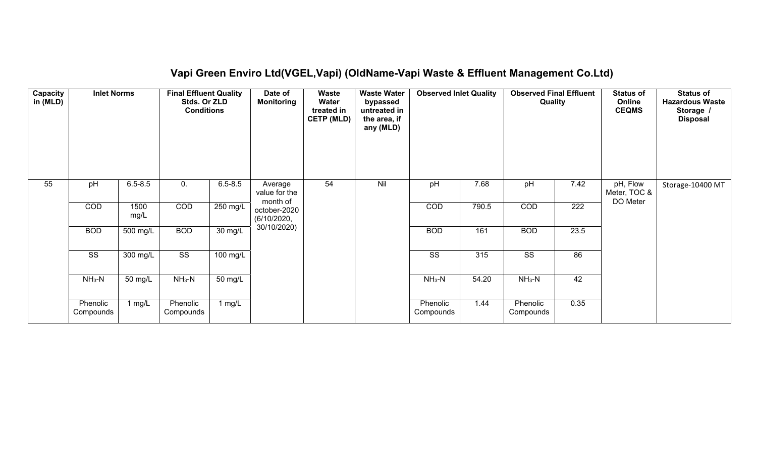## Vapi Green Enviro Ltd(VGEL,Vapi) (OldName-Vapi Waste & Effluent Management Co.Ltd)

| Capacity in (MLD) | Inlet Norms | | Final Effluent Quality Stds. Or ZLD Conditions | | Date of Monitoring | Waste Water treated in CETP (MLD) | Waste Water bypassed untreated in the area, if any (MLD) | Observed Inlet Quality | | Observed Final Effluent Quality | | Status of Online CEQMS | Status of Hazardous Waste Storage / Disposal |
|---|---|---|---|---|---|---|---|---|---|---|---|---|---|
| 55 | pH | 6.5-8.5 | 0. | 6.5-8.5 | Average value for the month of october-2020 (6/10/2020, 30/10/2020) | 54 | Nil | pH | 7.68 | pH | 7.42 | pH, Flow Meter, TOC & DO Meter | Storage-10400 MT |
| | COD | 1500 mg/L | COD | 250 mg/L | | | | COD | 790.5 | COD | 222 | | |
| | BOD | 500 mg/L | BOD | 30 mg/L | | | | BOD | 161 | BOD | 23.5 | | |
| | SS | 300 mg/L | SS | 100 mg/L | | | | SS | 315 | SS | 86 | | |
| | $NH_3$-N | 50 mg/L | $NH_3$-N | 50 mg/L | | | | $NH_3$-N | 54.20 | $NH_3$-N | 42 | | |
| | Phenolic Compounds | 1 mg/L | Phenolic Compounds | 1 mg/L | | | | Phenolic Compounds | 1.44 | Phenolic Compounds | 0.35 | | |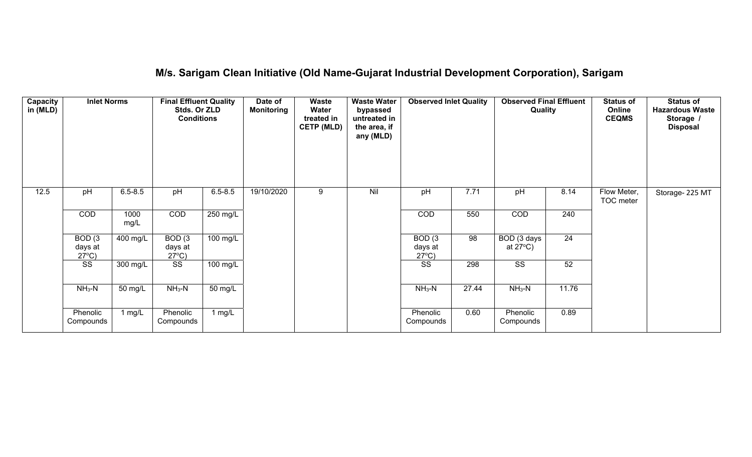## M/s. Sarigam Clean Initiative (Old Name-Gujarat Industrial Development Corporation), Sarigam

| Capacity in (MLD) | Inlet Norms | | Final Effluent Quality Stds. Or ZLD Conditions | | Date of Monitoring | Waste Water treated in CETP (MLD) | Waste Water bypassed untreated in the area, if any (MLD) | Observed Inlet Quality | | Observed Final Effluent Quality | | Status of Online CEQMS | Status of Hazardous Waste Storage / Disposal |
|---|---|---|---|---|---|---|---|---|---|---|---|---|---|
| 12.5 | pH | 6.5-8.5 | pH | 6.5-8.5 | 19/10/2020 | 9 | Nil | pH | 7.71 | pH | 8.14 | Flow Meter, TOC meter | Storage- 225 MT |
| | COD | 1000 mg/L | COD | 250 mg/L | | | | COD | 550 | COD | 240 | | |
| | BOD (3 days at 27°C) | 400 mg/L | BOD (3 days at 27°C) | 100 mg/L | | | | BOD (3 days at 27°C) | 98 | BOD (3 days at 27°C) | 24 | | |
| | SS | 300 mg/L | SS | 100 mg/L | | | | SS | 298 | SS | 52 | | |
| | $NH_3$-N | 50 mg/L | $NH_3$-N | 50 mg/L | | | | $NH_3$-N | 27.44 | $NH_3$-N | 11.76 | | |
| | Phenolic Compounds | 1 mg/L | Phenolic Compounds | 1 mg/L | | | | Phenolic Compounds | 0.60 | Phenolic Compounds | 0.89 | | |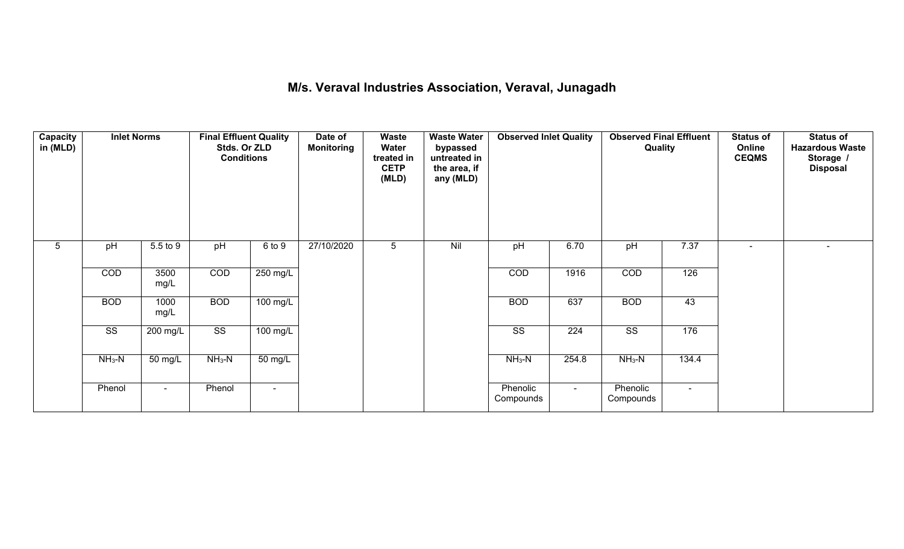# M/s. Veraval Industries Association, Veraval, Junagadh

| Capacity in (MLD) | Inlet Norms | | Final Effluent Quality Stds. Or ZLD Conditions | | Date of Monitoring | Waste Water treated in CETP (MLD) | Waste Water bypassed untreated in the area, if any (MLD) | Observed Inlet Quality | | Observed Final Effluent Quality | | Status of Online CEQMS | Status of Hazardous Waste Storage / Disposal |
|---|---|---|---|---|---|---|---|---|---|---|---|---|---|
| 5 | pH | 5.5 to 9 | pH | 6 to 9 | 27/10/2020 | 5 | Nil | pH | 6.70 | pH | 7.37 | - | - |
| | COD | 3500 mg/L | COD | 250 mg/L | | | | COD | 1916 | COD | 126 | | |
| | BOD | 1000 mg/L | BOD | 100 mg/L | | | | BOD | 637 | BOD | 43 | | |
| | SS | 200 mg/L | SS | 100 mg/L | | | | SS | 224 | SS | 176 | | |
| | $NH_3$-N | 50 mg/L | $NH_3$-N | 50 mg/L | | | | $NH_3$-N | 254.8 | $NH_3$-N | 134.4 | | |
| | Phenol | - | Phenol | - | | | | Phenolic Compounds | - | Phenolic Compounds | - | | |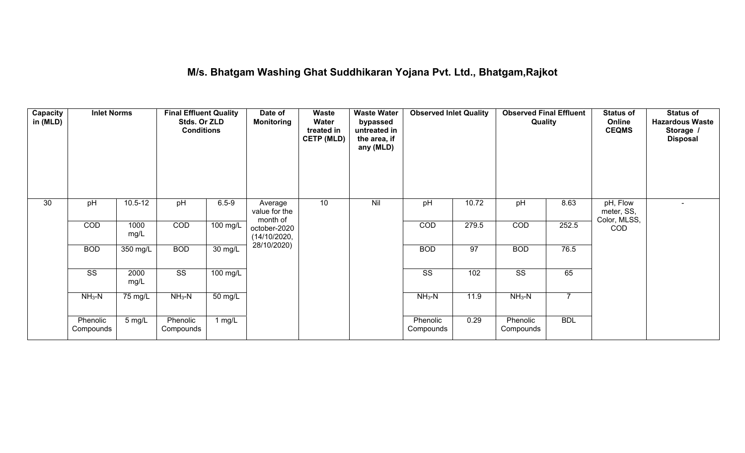# M/s. Bhatgam Washing Ghat Suddhikaran Yojana Pvt. Ltd., Bhatgam,Rajkot

| Capacity in (MLD) | Inlet Norms | | Final Effluent Quality Stds. Or ZLD Conditions | | Date of Monitoring | Waste Water treated in CETP (MLD) | Waste Water bypassed untreated in the area, if any (MLD) | Observed Inlet Quality | | Observed Final Effluent Quality | | Status of Online CEQMS | Status of Hazardous Waste Storage / Disposal |
|---|---|---|---|---|---|---|---|---|---|---|---|---|---|
| 30 | pH | 10.5-12 | pH | 6.5-9 | Average value for the month of october-2020 (14/10/2020, 28/10/2020) | 10 | Nil | pH | 10.72 | pH | 8.63 | pH, Flow meter, SS, Color, MLSS, COD | - |
| | COD | 1000 mg/L | COD | 100 mg/L | | | | COD | 279.5 | COD | 252.5 | | |
| | BOD | 350 mg/L | BOD | 30 mg/L | | | | BOD | 97 | BOD | 76.5 | | |
| | SS | 2000 mg/L | SS | 100 mg/L | | | | SS | 102 | SS | 65 | | |
| | $NH_3$-N | 75 mg/L | $NH_3$-N | 50 mg/L | | | | $NH_3$-N | 11.9 | $NH_3$-N | 7 | | |
| | Phenolic Compounds | 5 mg/L | Phenolic Compounds | 1 mg/L | | | | Phenolic Compounds | 0.29 | Phenolic Compounds | BDL | | |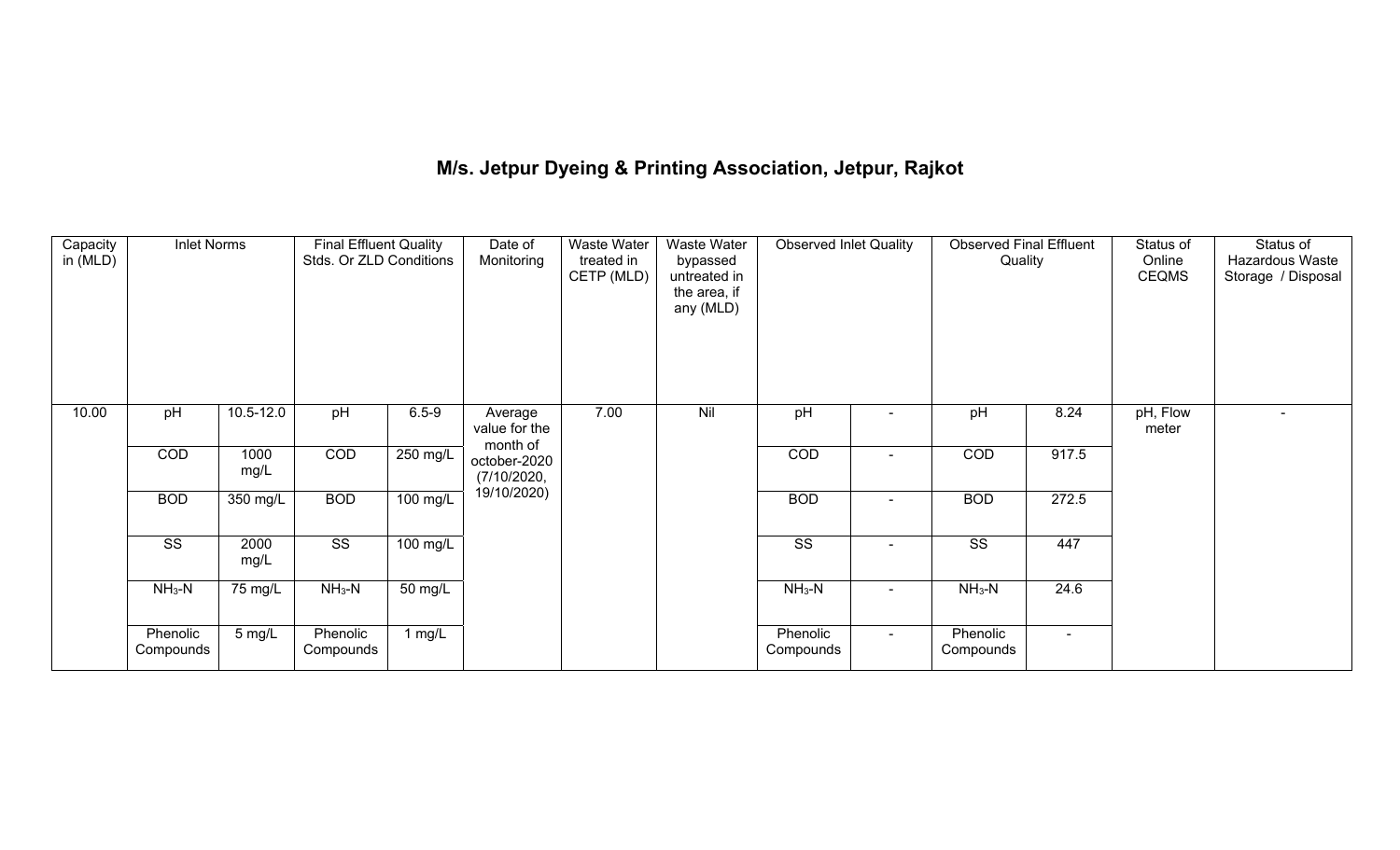# M/s. Jetpur Dyeing & Printing Association, Jetpur, Rajkot

| Capacity in (MLD) | Inlet Norms | | Final Effluent Quality Stds. Or ZLD Conditions | | Date of Monitoring | Waste Water treated in CETP (MLD) | Waste Water bypassed untreated in the area, if any (MLD) | Observed Inlet Quality | | Observed Final Effluent Quality | | Status of Online CEQMS | Status of Hazardous Waste Storage / Disposal |
|---|---|---|---|---|---|---|---|---|---|---|---|---|---|
| 10.00 | pH | 10.5-12.0 | pH | 6.5-9 | Average value for the month of october-2020 (7/10/2020, 19/10/2020) | 7.00 | Nil | pH | - | pH | 8.24 | pH, Flow meter | - |
| | COD | 1000 mg/L | COD | 250 mg/L | | | | COD | - | COD | 917.5 | | |
| | BOD | 350 mg/L | BOD | 100 mg/L | | | | BOD | - | BOD | 272.5 | | |
| | SS | 2000 mg/L | SS | 100 mg/L | | | | SS | - | SS | 447 | | |
| | $NH_3$-N | 75 mg/L | $NH_3$-N | 50 mg/L | | | | $NH_3$-N | - | $NH_3$-N | 24.6 | | |
| | Phenolic Compounds | 5 mg/L | Phenolic Compounds | 1 mg/L | | | | Phenolic Compounds | - | Phenolic Compounds | - | | |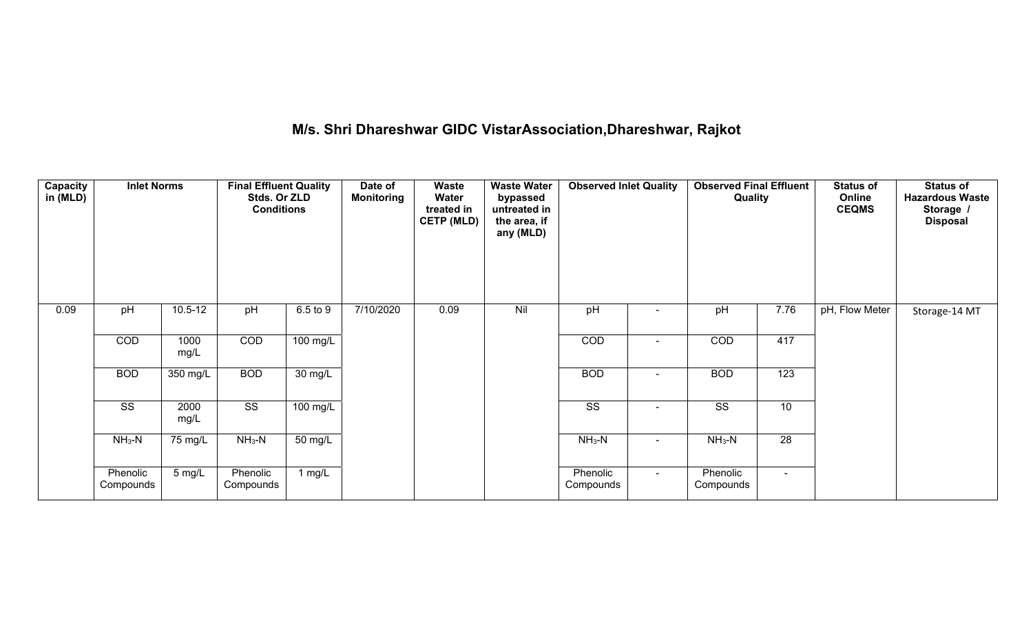## M/s. Shri Dhareshwar GIDC VistarAssociation,Dhareshwar, Rajkot

| Capacity in (MLD) | Inlet Norms | | Final Effluent Quality Stds. Or ZLD Conditions | | Date of Monitoring | Waste Water treated in CETP (MLD) | Waste Water bypassed untreated in the area, if any (MLD) | Observed Inlet Quality | | Observed Final Effluent Quality | | Status of Online CEQMS | Status of Hazardous Waste Storage / Disposal |
|---|---|---|---|---|---|---|---|---|---|---|---|---|---|
| 0.09 | pH | 10.5-12 | pH | 6.5 to 9 | 7/10/2020 | 0.09 | Nil | pH | - | pH | 7.76 | pH, Flow Meter | Storage-14 MT |
| | COD | 1000 mg/L | COD | 100 mg/L | | | | COD | - | COD | 417 | | |
| | BOD | 350 mg/L | BOD | 30 mg/L | | | | BOD | - | BOD | 123 | | |
| | SS | 2000 mg/L | SS | 100 mg/L | | | | SS | - | SS | 10 | | |
| | $NH_3$-N | 75 mg/L | $NH_3$-N | 50 mg/L | | | | $NH_3$-N | - | $NH_3$-N | 28 | | |
| | Phenolic Compounds | 5 mg/L | Phenolic Compounds | 1 mg/L | | | | Phenolic Compounds | - | Phenolic Compounds | - | | |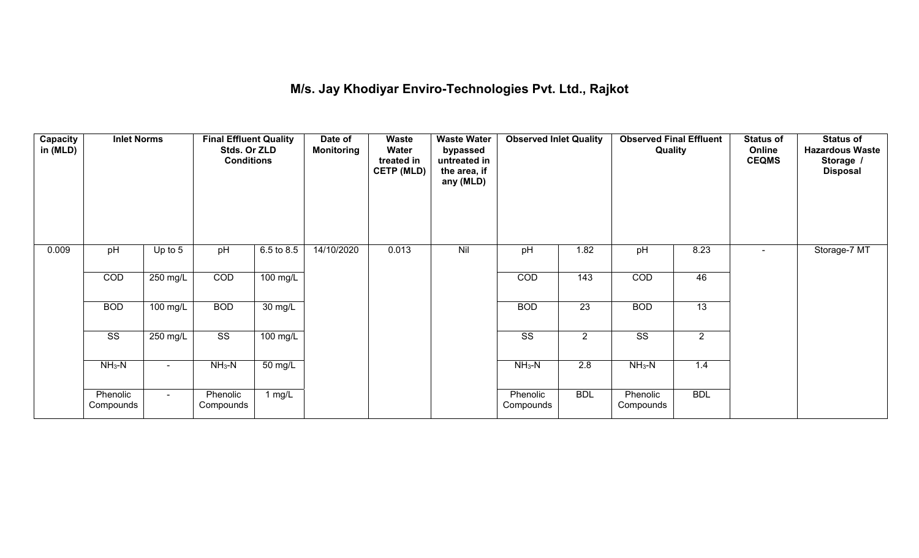# M/s. Jay Khodiyar Enviro-Technologies Pvt. Ltd., Rajkot

| Capacity in (MLD) | Inlet Norms | | Final Effluent Quality Stds. Or ZLD Conditions | | Date of Monitoring | Waste Water treated in CETP (MLD) | Waste Water bypassed untreated in the area, if any (MLD) | Observed Inlet Quality | | Observed Final Effluent Quality | | Status of Online CEQMS | Status of Hazardous Waste Storage / Disposal |
|---|---|---|---|---|---|---|---|---|---|---|---|---|---|
| 0.009 | pH | Up to 5 | pH | 6.5 to 8.5 | 14/10/2020 | 0.013 | Nil | pH | 1.82 | pH | 8.23 | - | Storage-7 MT |
| | COD | 250 mg/L | COD | 100 mg/L | | | | COD | 143 | COD | 46 | | |
| | BOD | 100 mg/L | BOD | 30 mg/L | | | | BOD | 23 | BOD | 13 | | |
| | SS | 250 mg/L | SS | 100 mg/L | | | | SS | 2 | SS | 2 | | |
| | $NH_3$-N | - | $NH_3$-N | 50 mg/L | | | | $NH_3$-N | 2.8 | $NH_3$-N | 1.4 | | |
| | Phenolic Compounds | - | Phenolic Compounds | 1 mg/L | | | | Phenolic Compounds | BDL | Phenolic Compounds | BDL | | |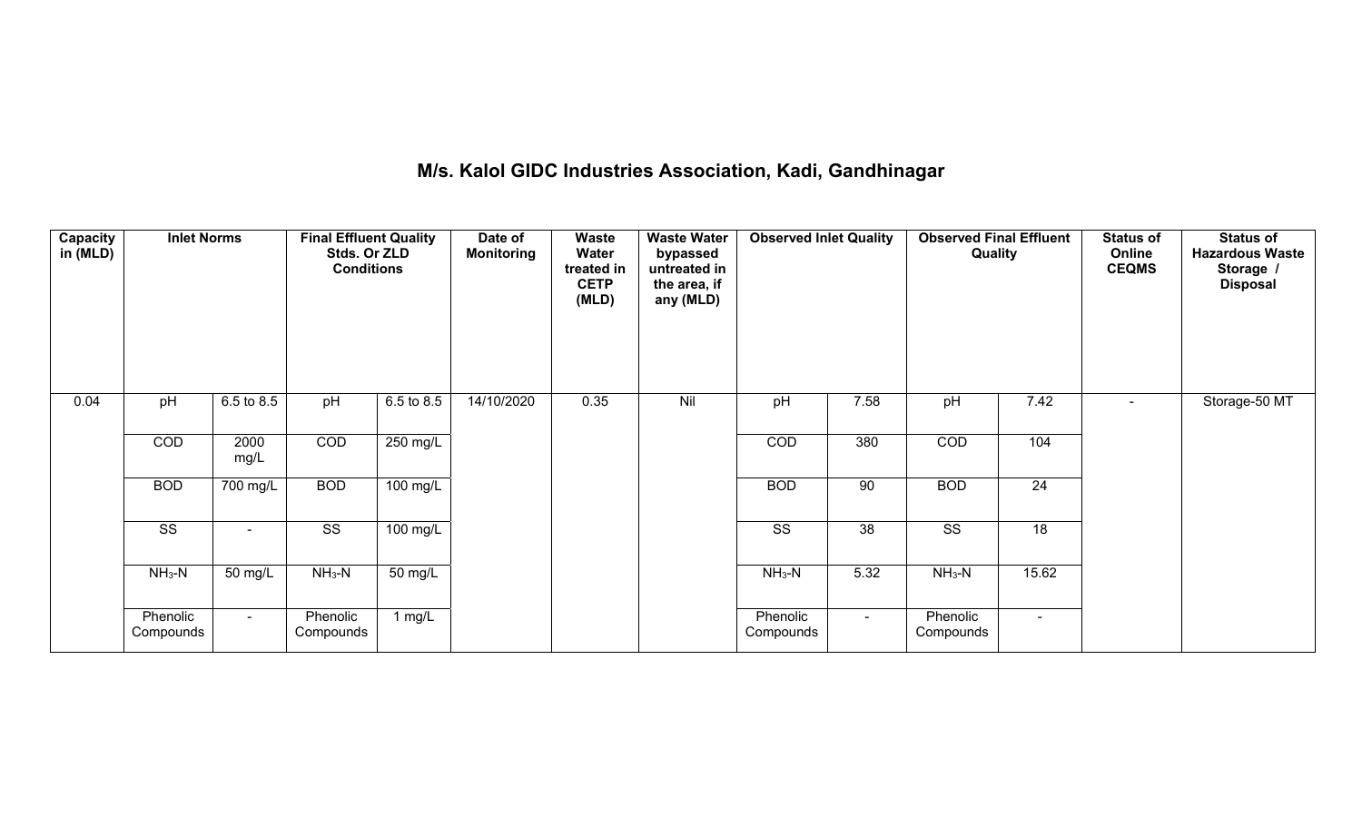# M/s. Kalol GIDC Industries Association, Kadi, Gandhinagar

| Capacity in (MLD) | Inlet Norms | | Final Effluent Quality Stds. Or ZLD Conditions | | Date of Monitoring | Waste Water treated in CETP (MLD) | Waste Water bypassed untreated in the area, if any (MLD) | Observed Inlet Quality | | Observed Final Effluent Quality | | Status of Online CEQMS | Status of Hazardous Waste Storage / Disposal |
|---|---|---|---|---|---|---|---|---|---|---|---|---|---|
| 0.04 | pH | 6.5 to 8.5 | pH | 6.5 to 8.5 | 14/10/2020 | 0.35 | Nil | pH | 7.58 | pH | 7.42 | - | Storage-50 MT |
| | COD | 2000 mg/L | COD | 250 mg/L | | | | COD | 380 | COD | 104 | | |
| | BOD | 700 mg/L | BOD | 100 mg/L | | | | BOD | 90 | BOD | 24 | | |
| | SS | - | SS | 100 mg/L | | | | SS | 38 | SS | 18 | | |
| | $NH_3$-N | 50 mg/L | $NH_3$-N | 50 mg/L | | | | $NH_3$-N | 5.32 | $NH_3$-N | 15.62 | | |
| | Phenolic Compounds | - | Phenolic Compounds | 1 mg/L | | | | Phenolic Compounds | - | Phenolic Compounds | - | | |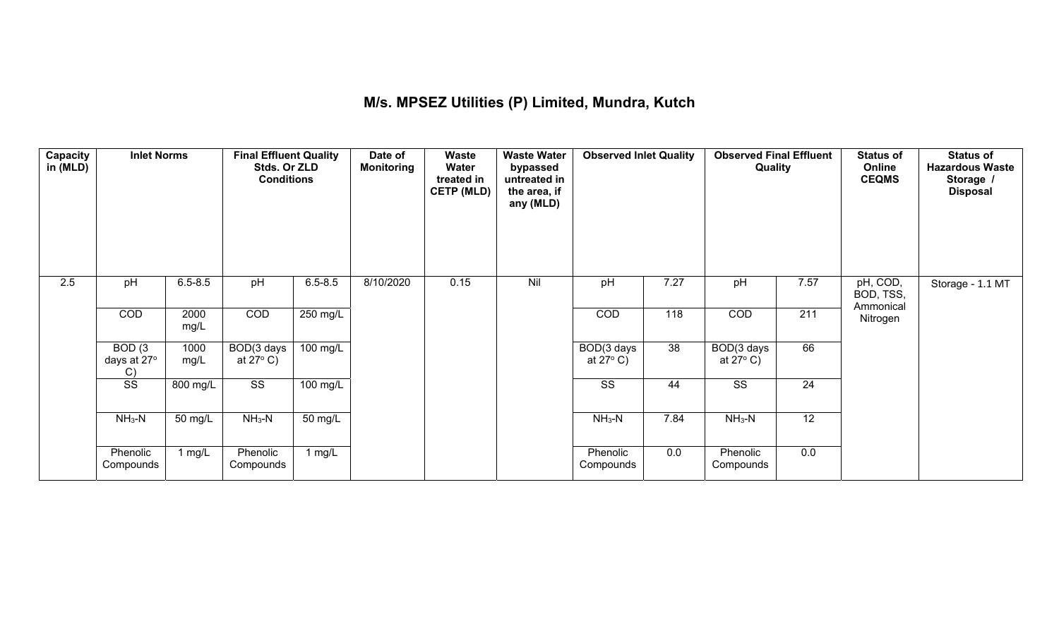## M/s. MPSEZ Utilities (P) Limited, Mundra, Kutch

| Capacity in (MLD) | Inlet Norms | | Final Effluent Quality Stds. Or ZLD Conditions | | Date of Monitoring | Waste Water treated in CETP (MLD) | Waste Water bypassed untreated in the area, if any (MLD) | Observed Inlet Quality | | Observed Final Effluent Quality | | Status of Online CEQMS | Status of Hazardous Waste Storage / Disposal |
|---|---|---|---|---|---|---|---|---|---|---|---|---|---|
| 2.5 | pH | 6.5-8.5 | pH | 6.5-8.5 | 8/10/2020 | 0.15 | Nil | pH | 7.27 | pH | 7.57 | pH, COD, BOD, TSS, Ammonical Nitrogen | Storage - 1.1 MT |
| | COD | 2000 mg/L | COD | 250 mg/L | | | | COD | 118 | COD | 211 | | |
| | BOD (3 days at 27° C) | 1000 mg/L | BOD(3 days at 27° C) | 100 mg/L | | | | BOD(3 days at 27° C) | 38 | BOD(3 days at 27° C) | 66 | | |
| | SS | 800 mg/L | SS | 100 mg/L | | | | SS | 44 | SS | 24 | | |
| | $NH_3$-N | 50 mg/L | $NH_3$-N | 50 mg/L | | | | $NH_3$-N | 7.84 | $NH_3$-N | 12 | | |
| | Phenolic Compounds | 1 mg/L | Phenolic Compounds | 1 mg/L | | | | Phenolic Compounds | 0.0 | Phenolic Compounds | 0.0 | | |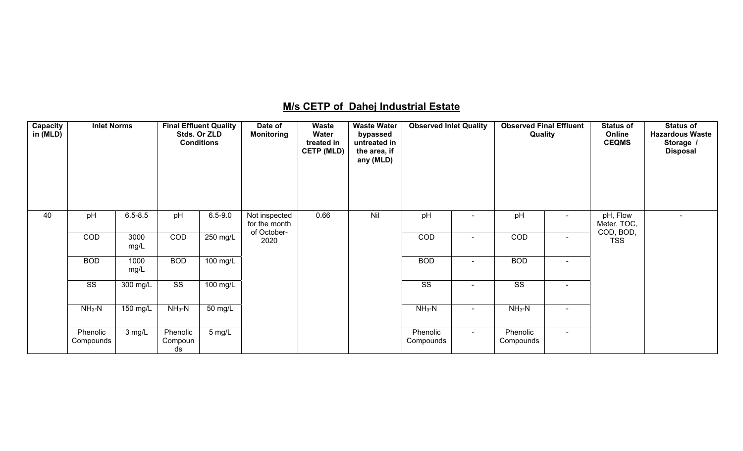## M/s CETP of Dahej Industrial Estate

| Capacity in (MLD) | Inlet Norms | | Final Effluent Quality Stds. Or ZLD Conditions | | Date of Monitoring | Waste Water treated in CETP (MLD) | Waste Water bypassed untreated in the area, if any (MLD) | Observed Inlet Quality | | Observed Final Effluent Quality | | Status of Online CEQMS | Status of Hazardous Waste Storage / Disposal |
|---|---|---|---|---|---|---|---|---|---|---|---|---|---|
| 40 | pH | 6.5-8.5 | pH | 6.5-9.0 | Not inspected for the month of October-2020 | 0.66 | Nil | pH | - | pH | - | pH, Flow Meter, TOC, COD, BOD, TSS | - |
| | COD | 3000 mg/L | COD | 250 mg/L | | | | COD | - | COD | - | | |
| | BOD | 1000 mg/L | BOD | 100 mg/L | | | | BOD | - | BOD | - | | |
| | SS | 300 mg/L | SS | 100 mg/L | | | | SS | - | SS | - | | |
| | $NH_3$-N | 150 mg/L | $NH_3$-N | 50 mg/L | | | | $NH_3$-N | - | $NH_3$-N | - | | |
| | Phenolic Compounds | 3 mg/L | Phenolic Compounds | 5 mg/L | | | | Phenolic Compounds | - | Phenolic Compounds | - | | |